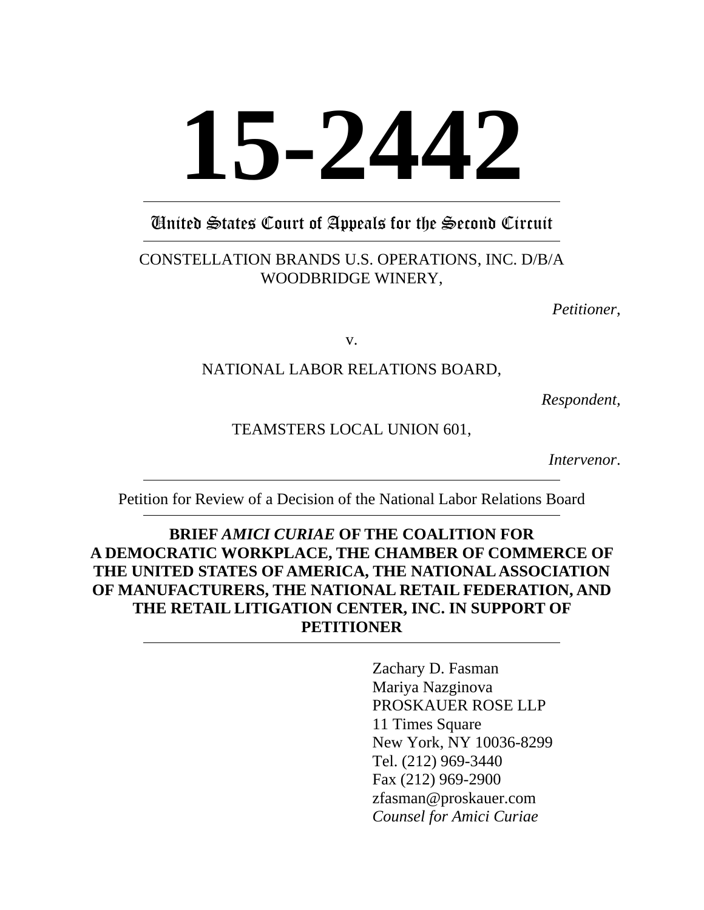# 15-2442

---

## United States Court of Appeals for the Second Circuit

---

CONSTELLATION BRANDS U.S. OPERATIONS, INC. D/B/A WOODBRIDGE WINERY,

*Petitioner*,

v.

NATIONAL LABOR RELATIONS BOARD,

*Respondent*,

TEAMSTERS LOCAL UNION 601,

*Intervenor*.

---

Petition for Review of a Decision of the National Labor Relations Board

---

**BRIEF *AMICI CURIAE* OF THE COALITION FOR A DEMOCRATIC WORKPLACE, THE CHAMBER OF COMMERCE OF THE UNITED STATES OF AMERICA, THE NATIONAL ASSOCIATION OF MANUFACTURERS, THE NATIONAL RETAIL FEDERATION, AND THE RETAIL LITIGATION CENTER, INC. IN SUPPORT OF PETITIONER**

---

Zachary D. Fasman
Mariya Nazginova
PROSKAUER ROSE LLP
11 Times Square
New York, NY 10036-8299
Tel. (212) 969-3440
Fax (212) 969-2900
zfasman@proskauer.com
*Counsel for Amici Curiae*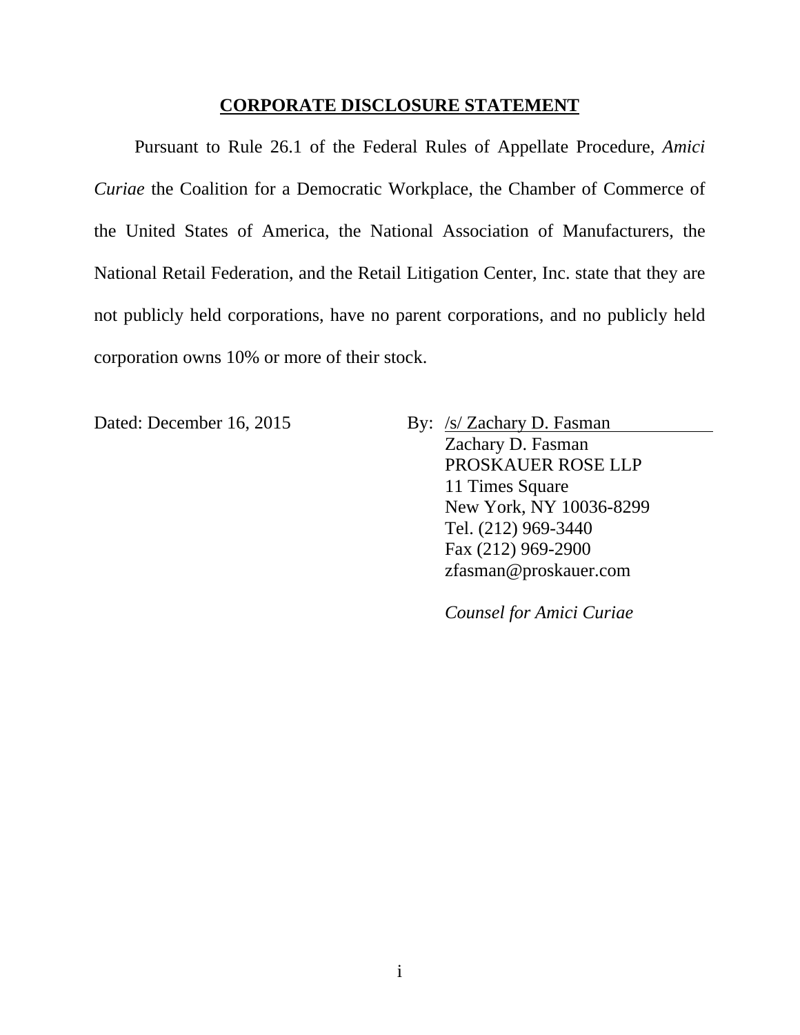## CORPORATE DISCLOSURE STATEMENT

Pursuant to Rule 26.1 of the Federal Rules of Appellate Procedure, *Amici Curiae* the Coalition for a Democratic Workplace, the Chamber of Commerce of the United States of America, the National Association of Manufacturers, the National Retail Federation, and the Retail Litigation Center, Inc. state that they are not publicly held corporations, have no parent corporations, and no publicly held corporation owns 10% or more of their stock.

Dated: December 16, 2015

By: /s/ Zachary D. Fasman
Zachary D. Fasman
PROSKAUER ROSE LLP
11 Times Square
New York, NY 10036-8299
Tel. (212) 969-3440
Fax (212) 969-2900
zfasman@proskauer.com

*Counsel for Amici Curiae*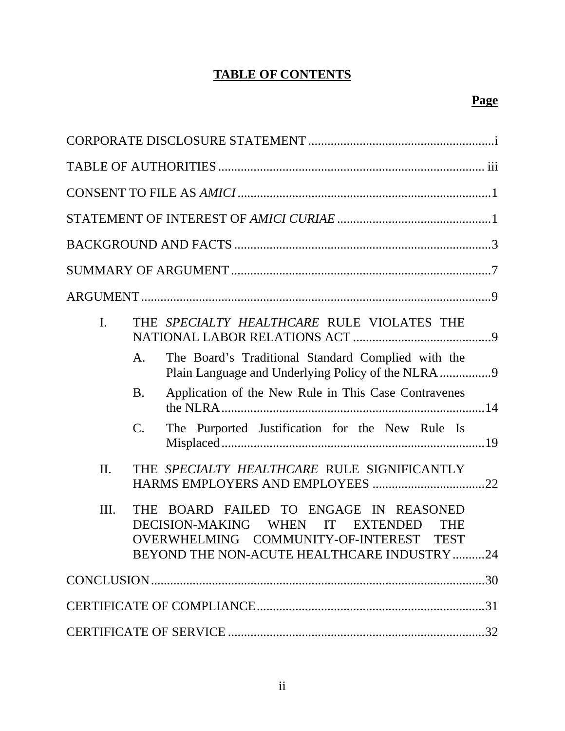## TABLE OF CONTENTS

**Page**

CORPORATE DISCLOSURE STATEMENT .......................................................... i

TABLE OF AUTHORITIES .................................................................................. iii

CONSENT TO FILE AS *AMICI* ............................................................................ 1

STATEMENT OF INTEREST OF *AMICI CURIAE* ............................................... 1

BACKGROUND AND FACTS ............................................................................... 3

SUMMARY OF ARGUMENT ................................................................................ 7

ARGUMENT ............................................................................................................ 9

- I. THE *SPECIALTY HEALTHCARE* RULE VIOLATES THE NATIONAL LABOR RELATIONS ACT ........................................... 9
  - A. The Board's Traditional Standard Complied with the Plain Language and Underlying Policy of the NLRA ................ 9
  - B. Application of the New Rule in This Case Contravenes the NLRA .................................................................................. 14
  - C. The Purported Justification for the New Rule Is Misplaced ................................................................................. 19
- II. THE *SPECIALTY HEALTHCARE* RULE SIGNIFICANTLY HARMS EMPLOYERS AND EMPLOYEES .................................. 22
- III. THE BOARD FAILED TO ENGAGE IN REASONED DECISION-MAKING WHEN IT EXTENDED THE OVERWHELMING COMMUNITY-OF-INTEREST TEST BEYOND THE NON-ACUTE HEALTHCARE INDUSTRY .......... 24

CONCLUSION ....................................................................................................... 30

CERTIFICATE OF COMPLIANCE ....................................................................... 31

CERTIFICATE OF SERVICE ................................................................................ 32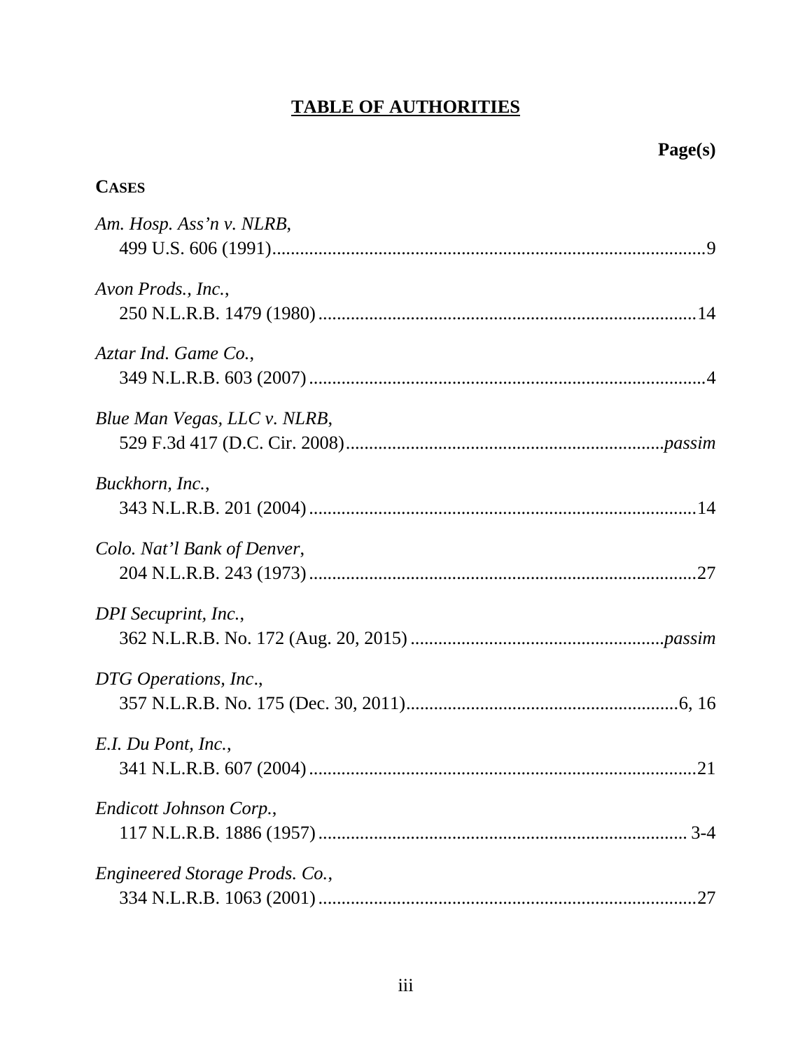# TABLE OF AUTHORITIES

**Page(s)**

**CASES**

*Am. Hosp. Ass'n v. NLRB*,
499 U.S. 606 (1991) ..... 9

*Avon Prods., Inc.*,
250 N.L.R.B. 1479 (1980) ..... 14

*Aztar Ind. Game Co.*,
349 N.L.R.B. 603 (2007) ..... 4

*Blue Man Vegas, LLC v. NLRB*,
529 F.3d 417 (D.C. Cir. 2008) ..... *passim*

*Buckhorn, Inc.*,
343 N.L.R.B. 201 (2004) ..... 14

*Colo. Nat'l Bank of Denver*,
204 N.L.R.B. 243 (1973) ..... 27

*DPI Secuprint, Inc.*,
362 N.L.R.B. No. 172 (Aug. 20, 2015) ..... *passim*

*DTG Operations, Inc*.,
357 N.L.R.B. No. 175 (Dec. 30, 2011) ..... 6, 16

*E.I. Du Pont, Inc.*,
341 N.L.R.B. 607 (2004) ..... 21

*Endicott Johnson Corp.*,
117 N.L.R.B. 1886 (1957) ..... 3-4

*Engineered Storage Prods. Co.*,
334 N.L.R.B. 1063 (2001) ..... 27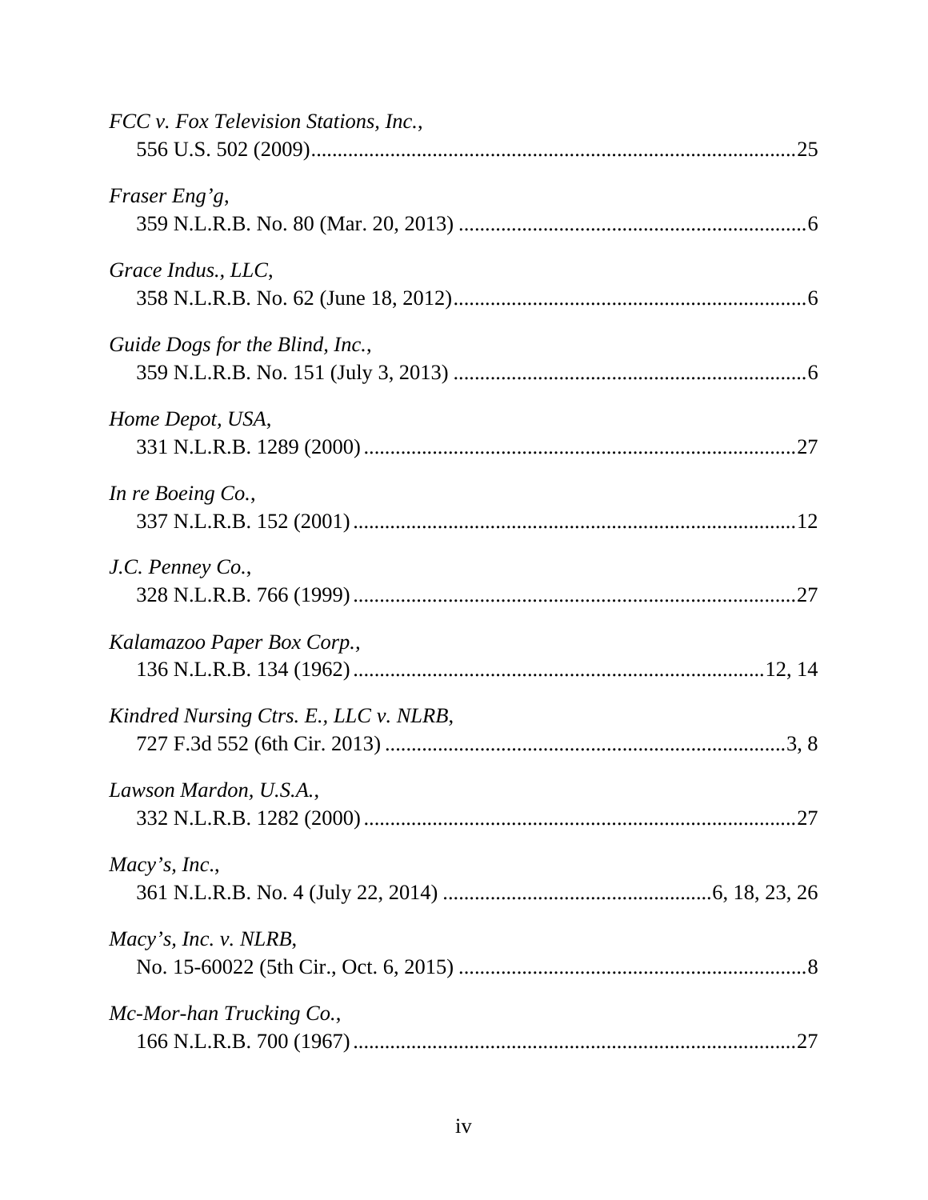*FCC v. Fox Television Stations, Inc.*,
556 U.S. 502 (2009)..........................................................................................25

*Fraser Eng'g*,
359 N.L.R.B. No. 80 (Mar. 20, 2013) .................................................................6

*Grace Indus., LLC*,
358 N.L.R.B. No. 62 (June 18, 2012)..................................................................6

*Guide Dogs for the Blind, Inc.*,
359 N.L.R.B. No. 151 (July 3, 2013) ..................................................................6

*Home Depot, USA*,
331 N.L.R.B. 1289 (2000).................................................................................27

*In re Boeing Co.*,
337 N.L.R.B. 152 (2001)...................................................................................12

*J.C. Penney Co.*,
328 N.L.R.B. 766 (1999)...................................................................................27

*Kalamazoo Paper Box Corp.*,
136 N.L.R.B. 134 (1962).............................................................................12, 14

*Kindred Nursing Ctrs. E., LLC v. NLRB*,
727 F.3d 552 (6th Cir. 2013) ...........................................................................3, 8

*Lawson Mardon, U.S.A.*,
332 N.L.R.B. 1282 (2000).................................................................................27

*Macy's, Inc.*,
361 N.L.R.B. No. 4 (July 22, 2014) ..................................................6, 18, 23, 26

*Macy's, Inc. v. NLRB*,
No. 15-60022 (5th Cir., Oct. 6, 2015) .................................................................8

*Mc-Mor-han Trucking Co.*,
166 N.L.R.B. 700 (1967)...................................................................................27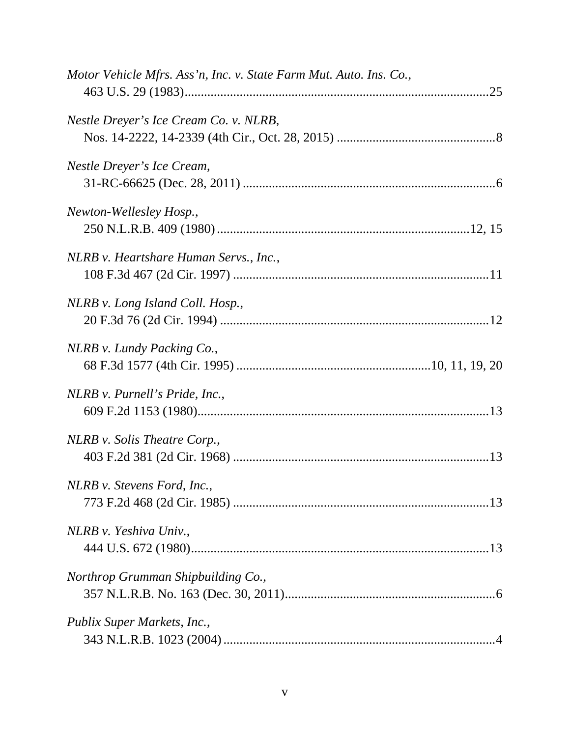*Motor Vehicle Mfrs. Ass'n, Inc. v. State Farm Mut. Auto. Ins. Co.*,
463 U.S. 29 (1983)..............................................................................................25

*Nestle Dreyer's Ice Cream Co. v. NLRB*,
Nos. 14-2222, 14-2339 (4th Cir., Oct. 28, 2015) ................................................8

*Nestle Dreyer's Ice Cream*,
31-RC-66625 (Dec. 28, 2011) .............................................................................6

*Newton-Wellesley Hosp.*,
250 N.L.R.B. 409 (1980)..............................................................................12, 15

*NLRB v. Heartshare Human Servs., Inc.*,
108 F.3d 467 (2d Cir. 1997) ..............................................................................11

*NLRB v. Long Island Coll. Hosp.*,
20 F.3d 76 (2d Cir. 1994) ..................................................................................12

*NLRB v. Lundy Packing Co.*,
68 F.3d 1577 (4th Cir. 1995) ...........................................................10, 11, 19, 20

*NLRB v. Purnell's Pride, Inc.*,
609 F.2d 1153 (1980).........................................................................................13

*NLRB v. Solis Theatre Corp.*,
403 F.2d 381 (2d Cir. 1968) ..............................................................................13

*NLRB v. Stevens Ford, Inc.*,
773 F.2d 468 (2d Cir. 1985) ..............................................................................13

*NLRB v. Yeshiva Univ.*,
444 U.S. 672 (1980)...........................................................................................13

*Northrop Grumman Shipbuilding Co.*,
357 N.L.R.B. No. 163 (Dec. 30, 2011)................................................................6

*Publix Super Markets, Inc.*,
343 N.L.R.B. 1023 (2004) ...................................................................................4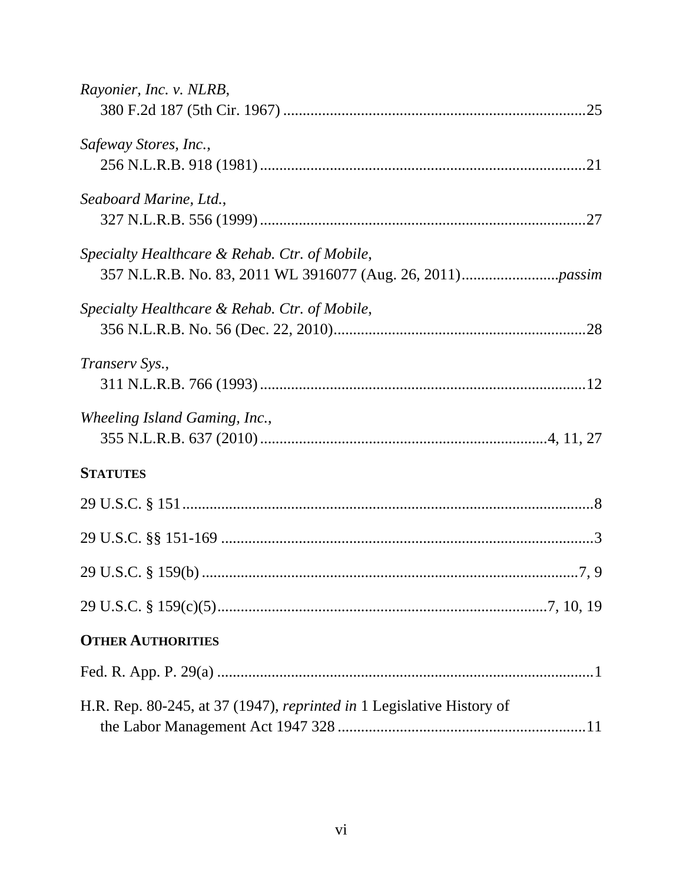*Rayonier, Inc. v. NLRB*,
380 F.2d 187 (5th Cir. 1967) ............................................................................25

*Safeway Stores, Inc.*,
256 N.L.R.B. 918 (1981) ...................................................................................21

*Seaboard Marine, Ltd.*,
327 N.L.R.B. 556 (1999) ...................................................................................27

*Specialty Healthcare & Rehab. Ctr. of Mobile*,
357 N.L.R.B. No. 83, 2011 WL 3916077 (Aug. 26, 2011).........................*passim*

*Specialty Healthcare & Rehab. Ctr. of Mobile*,
356 N.L.R.B. No. 56 (Dec. 22, 2010)................................................................28

*Transerv Sys.*,
311 N.L.R.B. 766 (1993) ...................................................................................12

*Wheeling Island Gaming, Inc.*,
355 N.L.R.B. 637 (2010) .......................................................................4, 11, 27

**STATUTES**

29 U.S.C. § 151........................................................................................................8

29 U.S.C. §§ 151-169 ..............................................................................................3

29 U.S.C. § 159(b) ...............................................................................................7, 9

29 U.S.C. § 159(c)(5)......................................................................................7, 10, 19

**OTHER AUTHORITIES**

Fed. R. App. P. 29(a) ................................................................................................1

H.R. Rep. 80-245, at 37 (1947), *reprinted in* 1 Legislative History of
the Labor Management Act 1947 328 ...............................................................11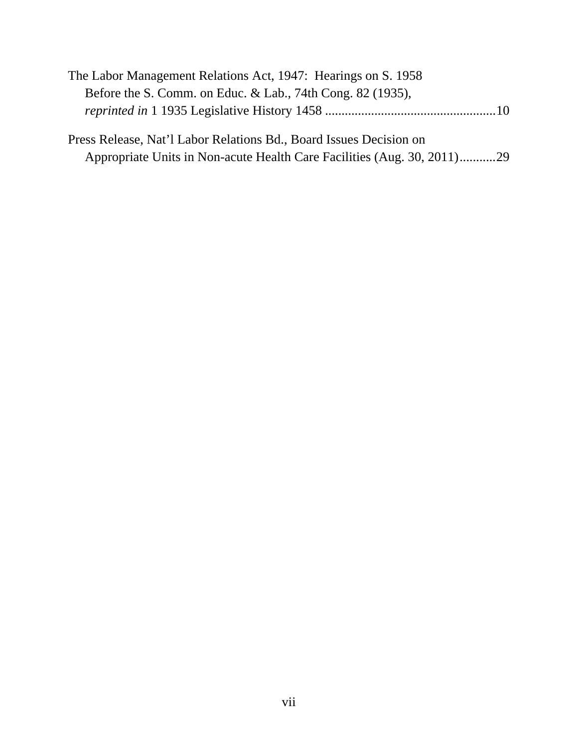The Labor Management Relations Act, 1947: Hearings on S. 1958 Before the S. Comm. on Educ. & Lab., 74th Cong. 82 (1935), *reprinted in* 1 1935 Legislative History 1458 ....................................................10

Press Release, Nat'l Labor Relations Bd., Board Issues Decision on Appropriate Units in Non-acute Health Care Facilities (Aug. 30, 2011)...........29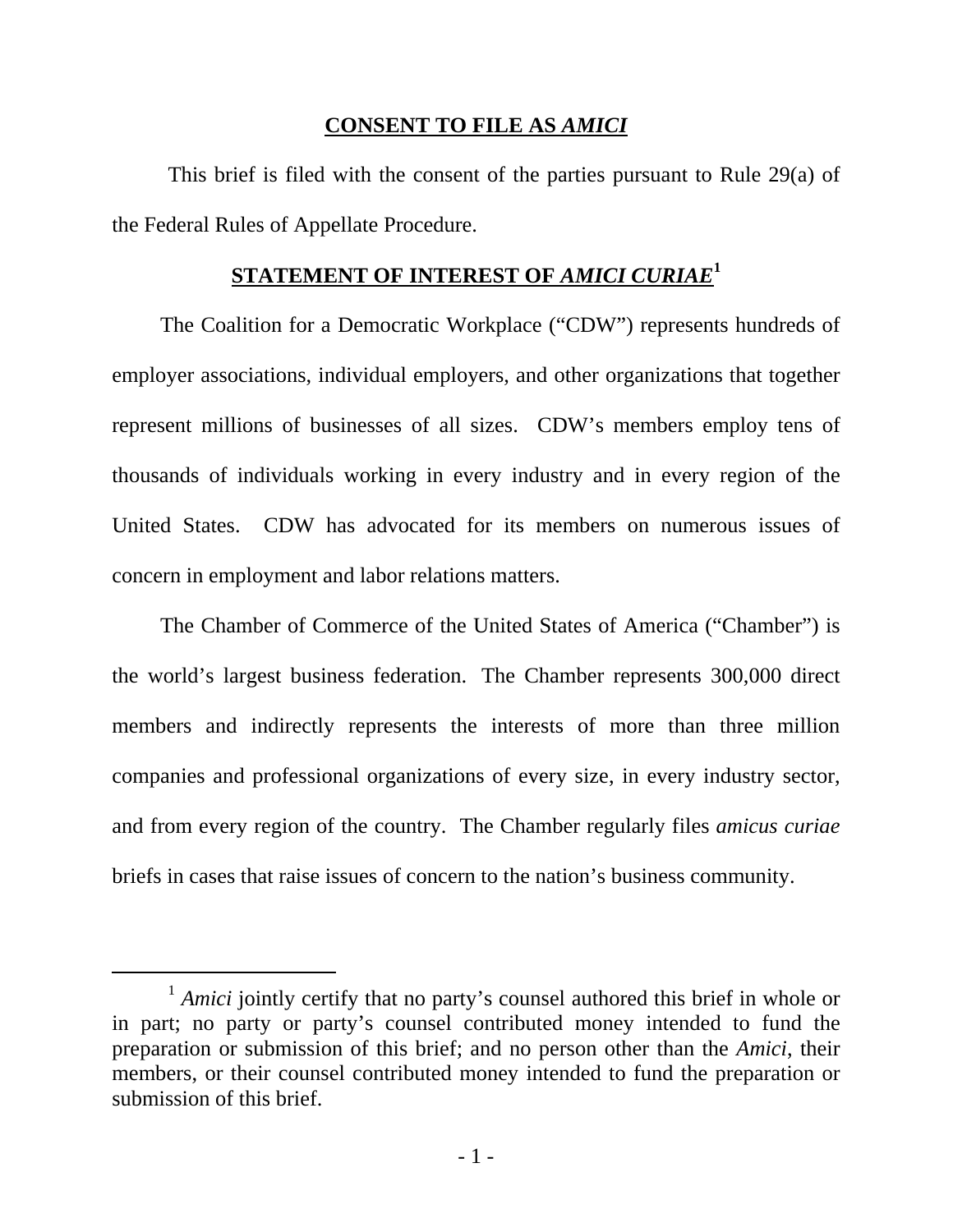## CONSENT TO FILE AS *AMICI*

This brief is filed with the consent of the parties pursuant to Rule 29(a) of the Federal Rules of Appellate Procedure.

## STATEMENT OF INTEREST OF *AMICI CURIAE*[1]

The Coalition for a Democratic Workplace ("CDW") represents hundreds of employer associations, individual employers, and other organizations that together represent millions of businesses of all sizes. CDW's members employ tens of thousands of individuals working in every industry and in every region of the United States. CDW has advocated for its members on numerous issues of concern in employment and labor relations matters.

The Chamber of Commerce of the United States of America ("Chamber") is the world's largest business federation. The Chamber represents 300,000 direct members and indirectly represents the interests of more than three million companies and professional organizations of every size, in every industry sector, and from every region of the country. The Chamber regularly files *amicus curiae* briefs in cases that raise issues of concern to the nation's business community.

---

[1] *Amici* jointly certify that no party's counsel authored this brief in whole or in part; no party or party's counsel contributed money intended to fund the preparation or submission of this brief; and no person other than the *Amici*, their members, or their counsel contributed money intended to fund the preparation or submission of this brief.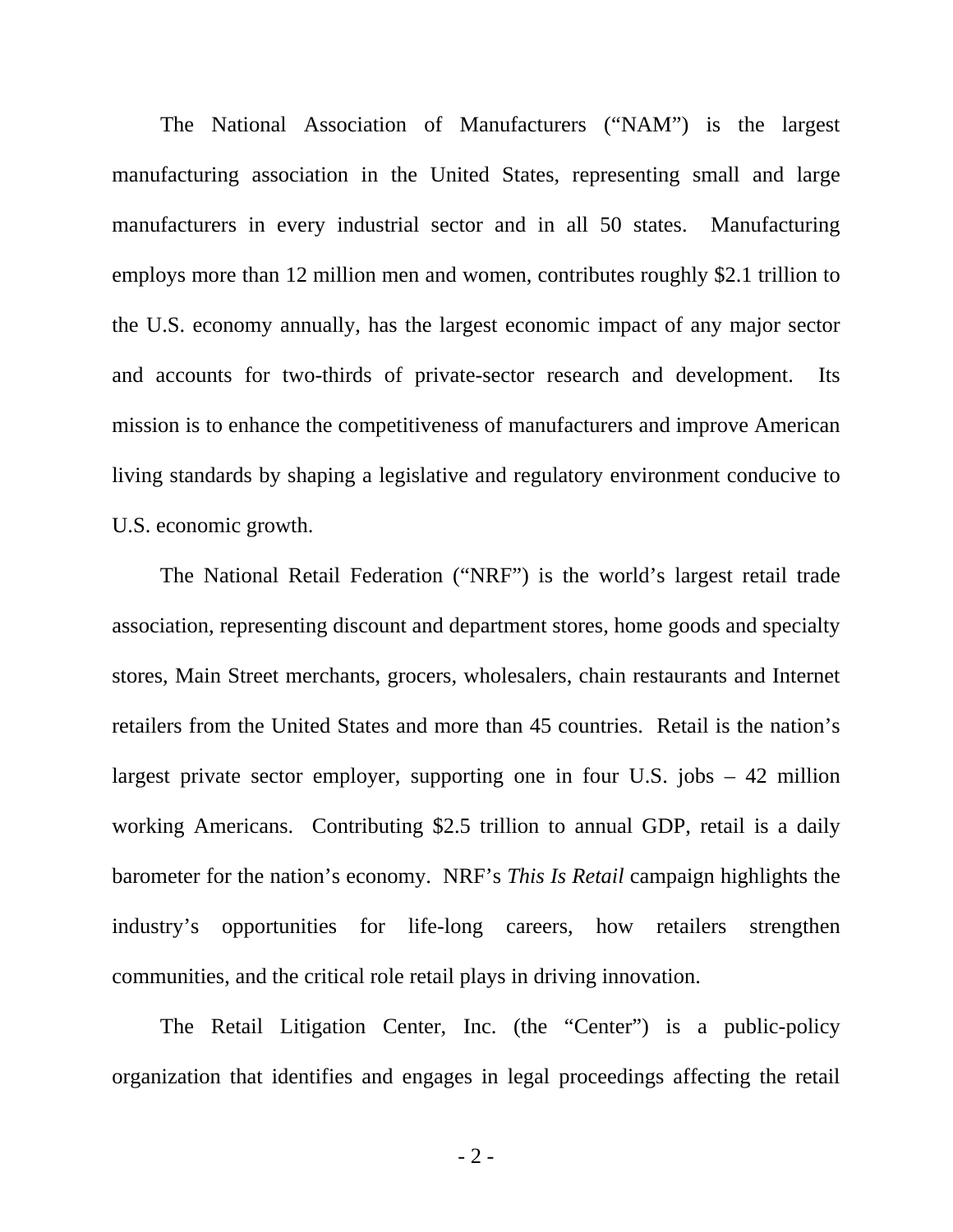The National Association of Manufacturers ("NAM") is the largest manufacturing association in the United States, representing small and large manufacturers in every industrial sector and in all 50 states. Manufacturing employs more than 12 million men and women, contributes roughly $2.1 trillion to the U.S. economy annually, has the largest economic impact of any major sector and accounts for two-thirds of private-sector research and development. Its mission is to enhance the competitiveness of manufacturers and improve American living standards by shaping a legislative and regulatory environment conducive to U.S. economic growth.

The National Retail Federation ("NRF") is the world's largest retail trade association, representing discount and department stores, home goods and specialty stores, Main Street merchants, grocers, wholesalers, chain restaurants and Internet retailers from the United States and more than 45 countries. Retail is the nation's largest private sector employer, supporting one in four U.S. jobs – 42 million working Americans. Contributing $2.5 trillion to annual GDP, retail is a daily barometer for the nation's economy. NRF's *This Is Retail* campaign highlights the industry's opportunities for life-long careers, how retailers strengthen communities, and the critical role retail plays in driving innovation.

The Retail Litigation Center, Inc. (the "Center") is a public-policy organization that identifies and engages in legal proceedings affecting the retail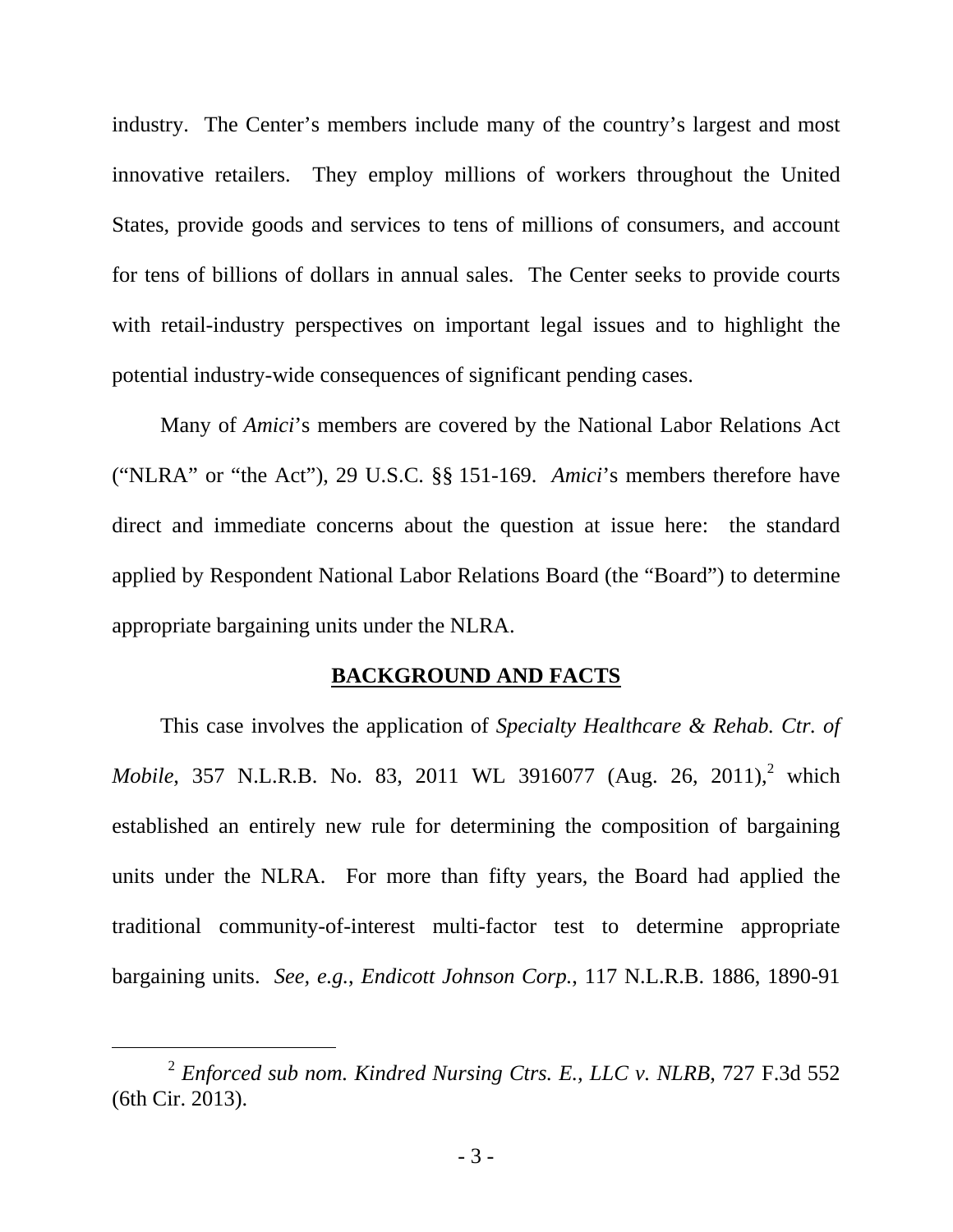industry. The Center's members include many of the country's largest and most innovative retailers. They employ millions of workers throughout the United States, provide goods and services to tens of millions of consumers, and account for tens of billions of dollars in annual sales. The Center seeks to provide courts with retail-industry perspectives on important legal issues and to highlight the potential industry-wide consequences of significant pending cases.

Many of *Amici*'s members are covered by the National Labor Relations Act ("NLRA" or "the Act"), 29 U.S.C. §§ 151-169. *Amici*'s members therefore have direct and immediate concerns about the question at issue here: the standard applied by Respondent National Labor Relations Board (the "Board") to determine appropriate bargaining units under the NLRA.

## BACKGROUND AND FACTS

This case involves the application of *Specialty Healthcare & Rehab. Ctr. of Mobile*, 357 N.L.R.B. No. 83, 2011 WL 3916077 (Aug. 26, 2011),[2] which established an entirely new rule for determining the composition of bargaining units under the NLRA. For more than fifty years, the Board had applied the traditional community-of-interest multi-factor test to determine appropriate bargaining units. *See, e.g.*, *Endicott Johnson Corp.*, 117 N.L.R.B. 1886, 1890-91

[2] *Enforced sub nom. Kindred Nursing Ctrs. E., LLC v. NLRB*, 727 F.3d 552 (6th Cir. 2013).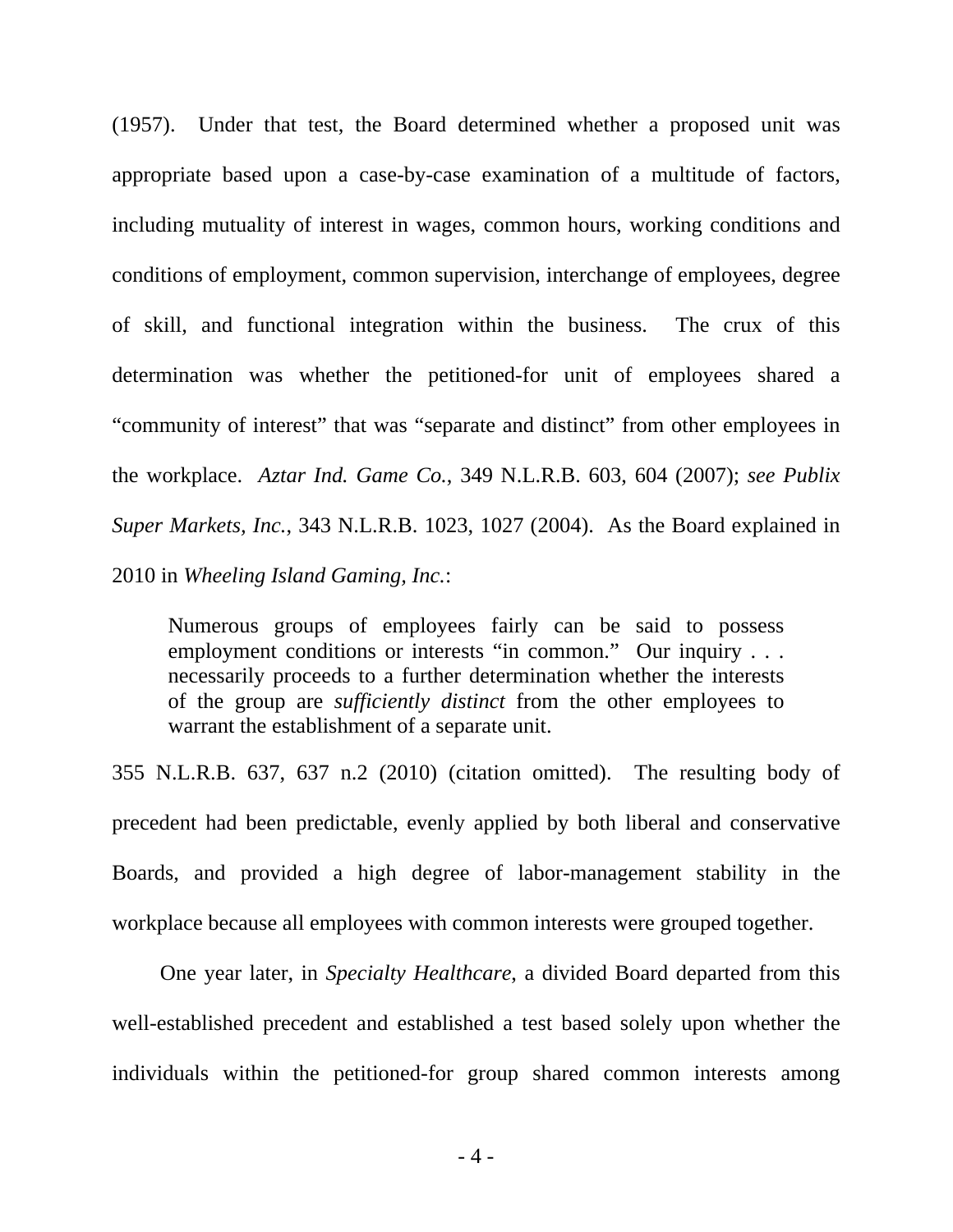(1957). Under that test, the Board determined whether a proposed unit was appropriate based upon a case-by-case examination of a multitude of factors, including mutuality of interest in wages, common hours, working conditions and conditions of employment, common supervision, interchange of employees, degree of skill, and functional integration within the business. The crux of this determination was whether the petitioned-for unit of employees shared a "community of interest" that was "separate and distinct" from other employees in the workplace. *Aztar Ind. Game Co.*, 349 N.L.R.B. 603, 604 (2007); *see Publix Super Markets, Inc.*, 343 N.L.R.B. 1023, 1027 (2004). As the Board explained in 2010 in *Wheeling Island Gaming, Inc.*:

> Numerous groups of employees fairly can be said to possess employment conditions or interests "in common." Our inquiry . . . necessarily proceeds to a further determination whether the interests of the group are *sufficiently distinct* from the other employees to warrant the establishment of a separate unit.

355 N.L.R.B. 637, 637 n.2 (2010) (citation omitted). The resulting body of precedent had been predictable, evenly applied by both liberal and conservative Boards, and provided a high degree of labor-management stability in the workplace because all employees with common interests were grouped together.

One year later, in *Specialty Healthcare*, a divided Board departed from this well-established precedent and established a test based solely upon whether the individuals within the petitioned-for group shared common interests among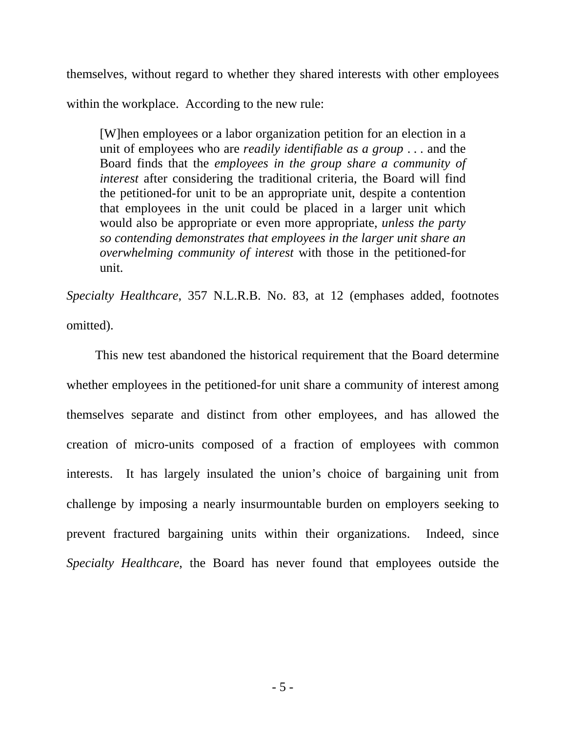themselves, without regard to whether they shared interests with other employees within the workplace. According to the new rule:

> [W]hen employees or a labor organization petition for an election in a unit of employees who are *readily identifiable as a group* . . . and the Board finds that the *employees in the group share a community of interest* after considering the traditional criteria, the Board will find the petitioned-for unit to be an appropriate unit, despite a contention that employees in the unit could be placed in a larger unit which would also be appropriate or even more appropriate, *unless the party so contending demonstrates that employees in the larger unit share an overwhelming community of interest* with those in the petitioned-for unit.

*Specialty Healthcare*, 357 N.L.R.B. No. 83, at 12 (emphases added, footnotes omitted).

This new test abandoned the historical requirement that the Board determine whether employees in the petitioned-for unit share a community of interest among themselves separate and distinct from other employees, and has allowed the creation of micro-units composed of a fraction of employees with common interests. It has largely insulated the union's choice of bargaining unit from challenge by imposing a nearly insurmountable burden on employers seeking to prevent fractured bargaining units within their organizations. Indeed, since *Specialty Healthcare*, the Board has never found that employees outside the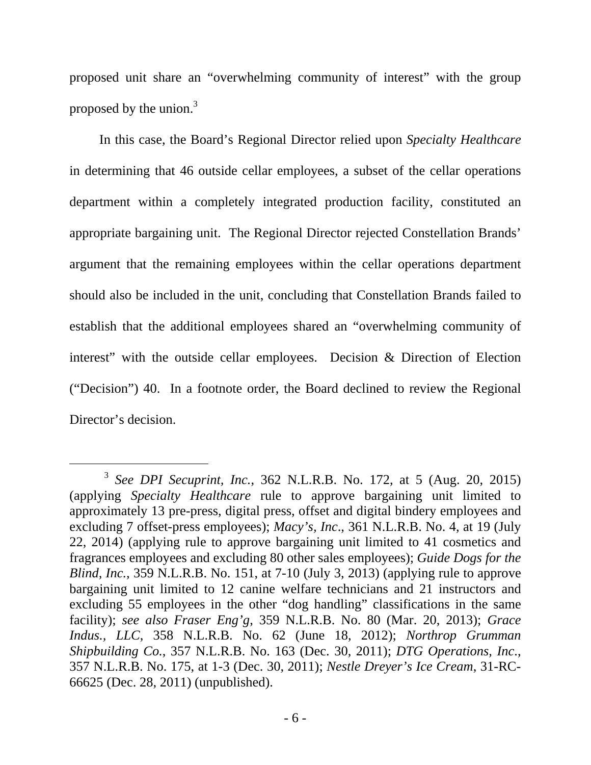proposed unit share an "overwhelming community of interest" with the group proposed by the union.[3]

In this case, the Board's Regional Director relied upon *Specialty Healthcare* in determining that 46 outside cellar employees, a subset of the cellar operations department within a completely integrated production facility, constituted an appropriate bargaining unit. The Regional Director rejected Constellation Brands' argument that the remaining employees within the cellar operations department should also be included in the unit, concluding that Constellation Brands failed to establish that the additional employees shared an "overwhelming community of interest" with the outside cellar employees. Decision & Direction of Election ("Decision") 40. In a footnote order, the Board declined to review the Regional Director's decision.

---

[3] *See DPI Secuprint, Inc.*, 362 N.L.R.B. No. 172, at 5 (Aug. 20, 2015) (applying *Specialty Healthcare* rule to approve bargaining unit limited to approximately 13 pre-press, digital press, offset and digital bindery employees and excluding 7 offset-press employees); *Macy's, Inc.*, 361 N.L.R.B. No. 4, at 19 (July 22, 2014) (applying rule to approve bargaining unit limited to 41 cosmetics and fragrances employees and excluding 80 other sales employees); *Guide Dogs for the Blind, Inc.*, 359 N.L.R.B. No. 151, at 7-10 (July 3, 2013) (applying rule to approve bargaining unit limited to 12 canine welfare technicians and 21 instructors and excluding 55 employees in the other "dog handling" classifications in the same facility); *see also Fraser Eng'g*, 359 N.L.R.B. No. 80 (Mar. 20, 2013); *Grace Indus., LLC*, 358 N.L.R.B. No. 62 (June 18, 2012); *Northrop Grumman Shipbuilding Co.*, 357 N.L.R.B. No. 163 (Dec. 30, 2011); *DTG Operations, Inc.*, 357 N.L.R.B. No. 175, at 1-3 (Dec. 30, 2011); *Nestle Dreyer's Ice Cream*, 31-RC-66625 (Dec. 28, 2011) (unpublished).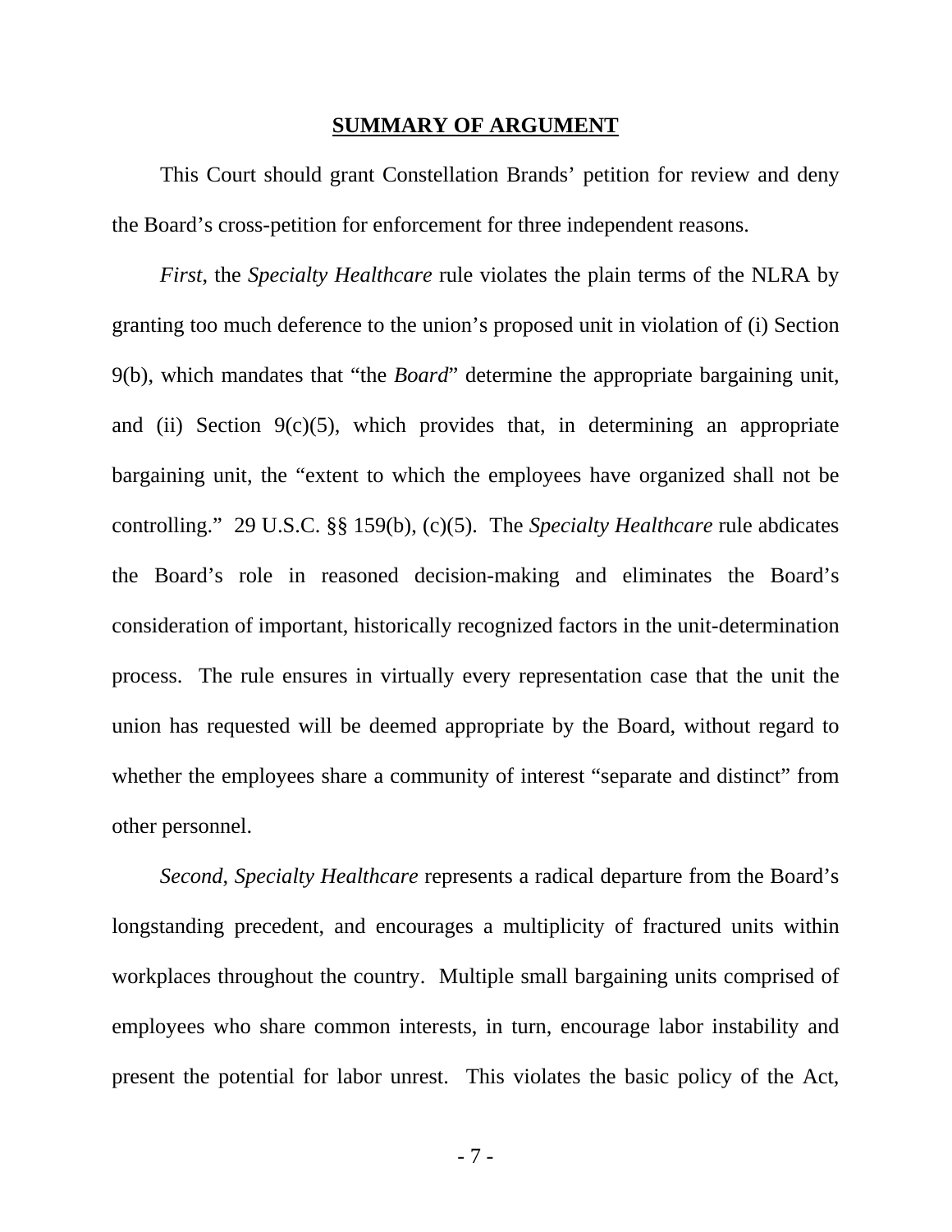## SUMMARY OF ARGUMENT

This Court should grant Constellation Brands' petition for review and deny the Board's cross-petition for enforcement for three independent reasons.

*First*, the *Specialty Healthcare* rule violates the plain terms of the NLRA by granting too much deference to the union's proposed unit in violation of (i) Section 9(b), which mandates that "the *Board*" determine the appropriate bargaining unit, and (ii) Section 9(c)(5), which provides that, in determining an appropriate bargaining unit, the "extent to which the employees have organized shall not be controlling." 29 U.S.C. §§ 159(b), (c)(5). The *Specialty Healthcare* rule abdicates the Board's role in reasoned decision-making and eliminates the Board's consideration of important, historically recognized factors in the unit-determination process. The rule ensures in virtually every representation case that the unit the union has requested will be deemed appropriate by the Board, without regard to whether the employees share a community of interest "separate and distinct" from other personnel.

*Second*, *Specialty Healthcare* represents a radical departure from the Board's longstanding precedent, and encourages a multiplicity of fractured units within workplaces throughout the country. Multiple small bargaining units comprised of employees who share common interests, in turn, encourage labor instability and present the potential for labor unrest. This violates the basic policy of the Act,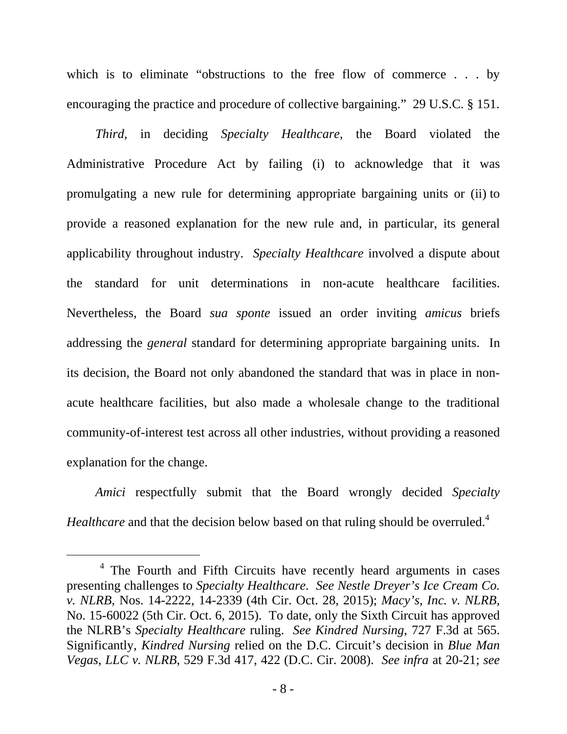which is to eliminate "obstructions to the free flow of commerce . . . by encouraging the practice and procedure of collective bargaining." 29 U.S.C. § 151.

*Third*, in deciding *Specialty Healthcare*, the Board violated the Administrative Procedure Act by failing (i) to acknowledge that it was promulgating a new rule for determining appropriate bargaining units or (ii) to provide a reasoned explanation for the new rule and, in particular, its general applicability throughout industry. *Specialty Healthcare* involved a dispute about the standard for unit determinations in non-acute healthcare facilities. Nevertheless, the Board *sua sponte* issued an order inviting *amicus* briefs addressing the *general* standard for determining appropriate bargaining units. In its decision, the Board not only abandoned the standard that was in place in non-acute healthcare facilities, but also made a wholesale change to the traditional community-of-interest test across all other industries, without providing a reasoned explanation for the change.

*Amici* respectfully submit that the Board wrongly decided *Specialty Healthcare* and that the decision below based on that ruling should be overruled.[4]

---

[4] The Fourth and Fifth Circuits have recently heard arguments in cases presenting challenges to *Specialty Healthcare*. *See Nestle Dreyer's Ice Cream Co. v. NLRB*, Nos. 14-2222, 14-2339 (4th Cir. Oct. 28, 2015); *Macy's, Inc. v. NLRB*, No. 15-60022 (5th Cir. Oct. 6, 2015). To date, only the Sixth Circuit has approved the NLRB's *Specialty Healthcare* ruling. *See Kindred Nursing*, 727 F.3d at 565. Significantly, *Kindred Nursing* relied on the D.C. Circuit's decision in *Blue Man Vegas, LLC v. NLRB*, 529 F.3d 417, 422 (D.C. Cir. 2008). *See infra* at 20-21; *see*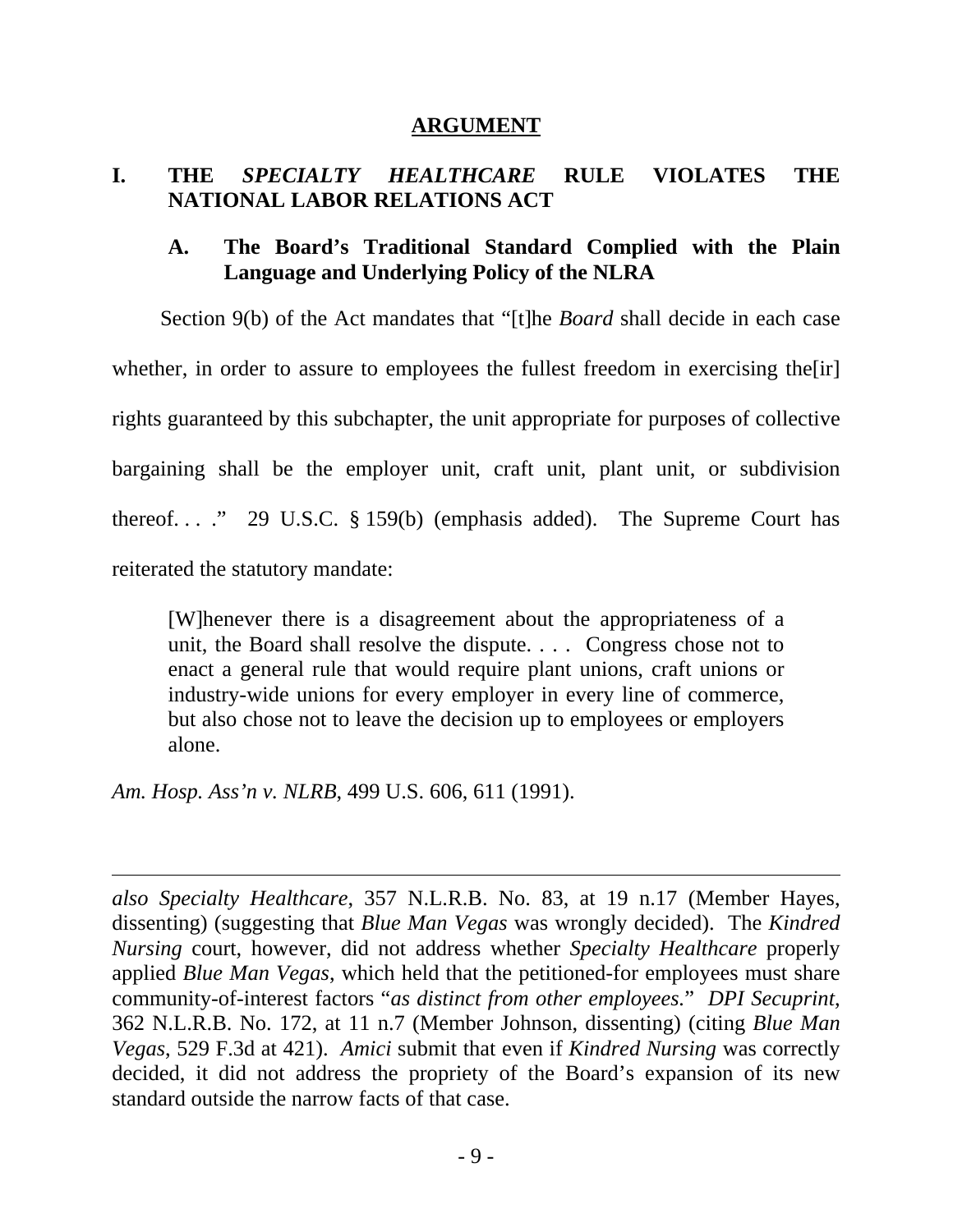## ARGUMENT

### I. THE *SPECIALTY HEALTHCARE* RULE VIOLATES THE NATIONAL LABOR RELATIONS ACT

#### A. The Board's Traditional Standard Complied with the Plain Language and Underlying Policy of the NLRA

Section 9(b) of the Act mandates that "[t]he *Board* shall decide in each case whether, in order to assure to employees the fullest freedom in exercising the[ir] rights guaranteed by this subchapter, the unit appropriate for purposes of collective bargaining shall be the employer unit, craft unit, plant unit, or subdivision thereof. . . ." 29 U.S.C. § 159(b) (emphasis added). The Supreme Court has reiterated the statutory mandate:

> [W]henever there is a disagreement about the appropriateness of a unit, the Board shall resolve the dispute. . . . Congress chose not to enact a general rule that would require plant unions, craft unions or industry-wide unions for every employer in every line of commerce, but also chose not to leave the decision up to employees or employers alone.

*Am. Hosp. Ass'n v. NLRB*, 499 U.S. 606, 611 (1991).

---

*also Specialty Healthcare*, 357 N.L.R.B. No. 83, at 19 n.17 (Member Hayes, dissenting) (suggesting that *Blue Man Vegas* was wrongly decided). The *Kindred Nursing* court, however, did not address whether *Specialty Healthcare* properly applied *Blue Man Vegas*, which held that the petitioned-for employees must share community-of-interest factors "*as distinct from other employees*." *DPI Secuprint*, 362 N.L.R.B. No. 172, at 11 n.7 (Member Johnson, dissenting) (citing *Blue Man Vegas*, 529 F.3d at 421). *Amici* submit that even if *Kindred Nursing* was correctly decided, it did not address the propriety of the Board's expansion of its new standard outside the narrow facts of that case.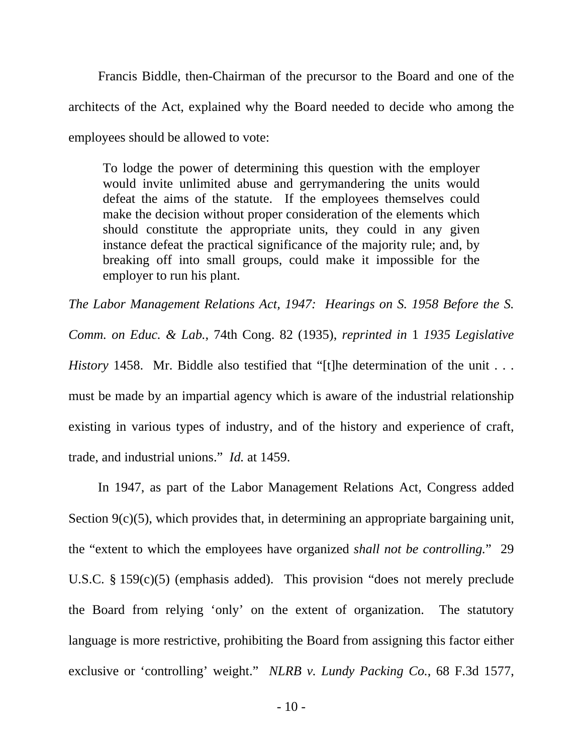Francis Biddle, then-Chairman of the precursor to the Board and one of the architects of the Act, explained why the Board needed to decide who among the employees should be allowed to vote:

> To lodge the power of determining this question with the employer would invite unlimited abuse and gerrymandering the units would defeat the aims of the statute. If the employees themselves could make the decision without proper consideration of the elements which should constitute the appropriate units, they could in any given instance defeat the practical significance of the majority rule; and, by breaking off into small groups, could make it impossible for the employer to run his plant.

*The Labor Management Relations Act, 1947: Hearings on S. 1958 Before the S. Comm. on Educ. & Lab.*, 74th Cong. 82 (1935), *reprinted in* 1 *1935 Legislative History* 1458. Mr. Biddle also testified that "[t]he determination of the unit . . . must be made by an impartial agency which is aware of the industrial relationship existing in various types of industry, and of the history and experience of craft, trade, and industrial unions." *Id.* at 1459.

In 1947, as part of the Labor Management Relations Act, Congress added Section 9(c)(5), which provides that, in determining an appropriate bargaining unit, the "extent to which the employees have organized *shall not be controlling.*" 29 U.S.C. § 159(c)(5) (emphasis added). This provision "does not merely preclude the Board from relying 'only' on the extent of organization. The statutory language is more restrictive, prohibiting the Board from assigning this factor either exclusive or 'controlling' weight." *NLRB v. Lundy Packing Co.*, 68 F.3d 1577,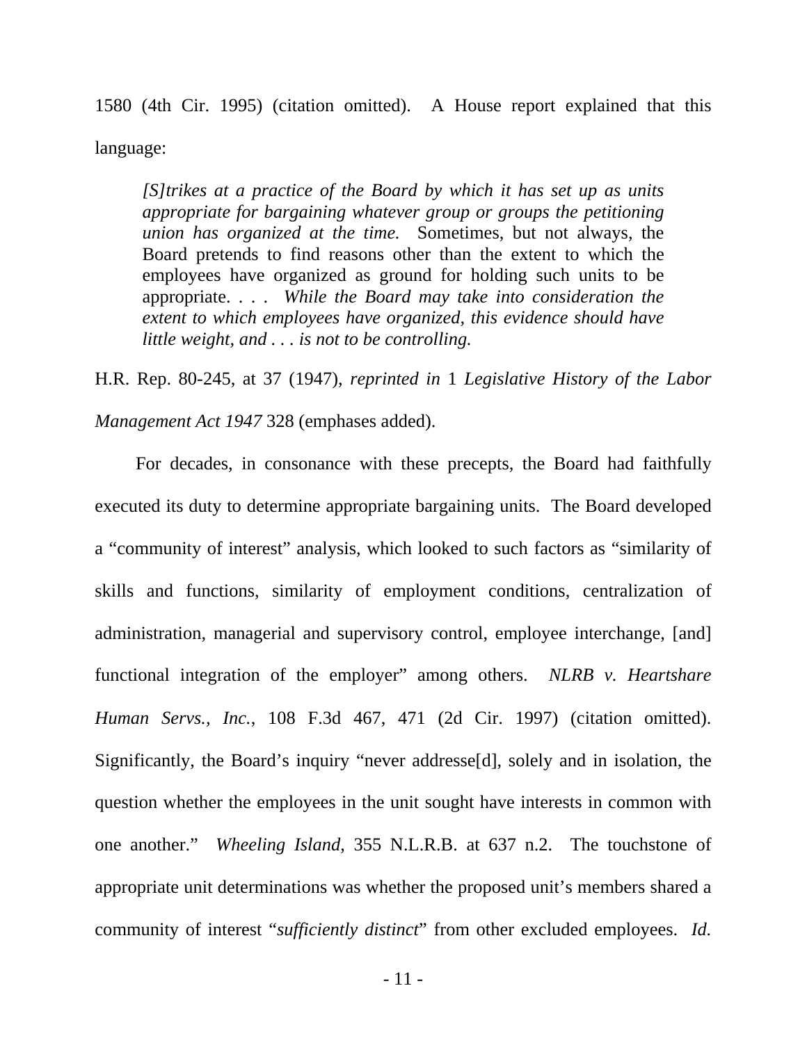1580 (4th Cir. 1995) (citation omitted). A House report explained that this language:

> *[S]trikes at a practice of the Board by which it has set up as units appropriate for bargaining whatever group or groups the petitioning union has organized at the time.* Sometimes, but not always, the Board pretends to find reasons other than the extent to which the employees have organized as ground for holding such units to be appropriate. . . . *While the Board may take into consideration the extent to which employees have organized, this evidence should have little weight, and . . . is not to be controlling.*

H.R. Rep. 80-245, at 37 (1947), *reprinted in* 1 *Legislative History of the Labor Management Act 1947* 328 (emphases added).

For decades, in consonance with these precepts, the Board had faithfully executed its duty to determine appropriate bargaining units. The Board developed a "community of interest" analysis, which looked to such factors as "similarity of skills and functions, similarity of employment conditions, centralization of administration, managerial and supervisory control, employee interchange, [and] functional integration of the employer" among others. *NLRB v. Heartshare Human Servs., Inc.*, 108 F.3d 467, 471 (2d Cir. 1997) (citation omitted). Significantly, the Board's inquiry "never addresse[d], solely and in isolation, the question whether the employees in the unit sought have interests in common with one another." *Wheeling Island*, 355 N.L.R.B. at 637 n.2. The touchstone of appropriate unit determinations was whether the proposed unit's members shared a community of interest "*sufficiently distinct*" from other excluded employees. *Id.*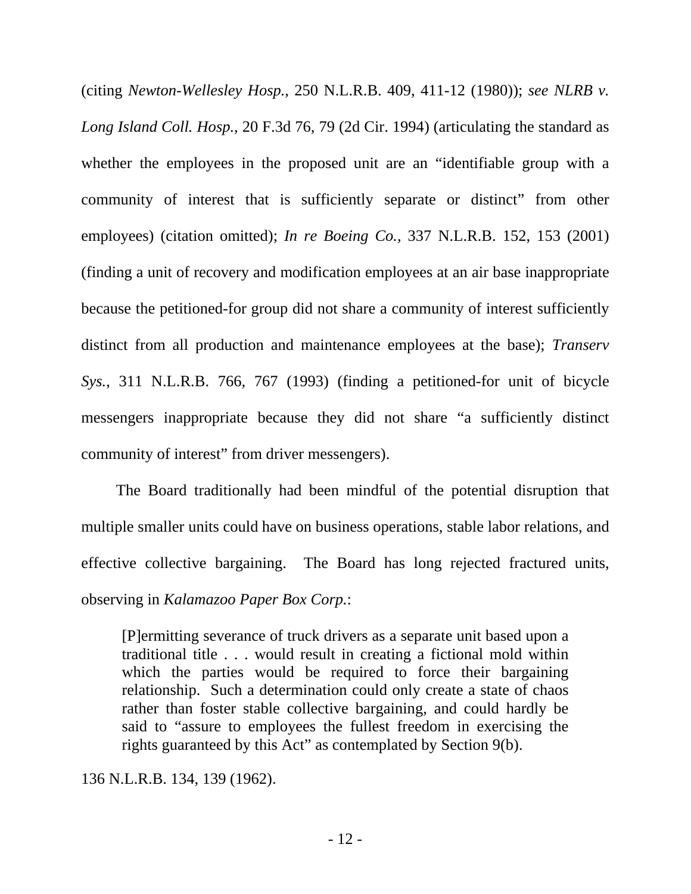(citing *Newton-Wellesley Hosp.*, 250 N.L.R.B. 409, 411-12 (1980)); *see NLRB v. Long Island Coll. Hosp.*, 20 F.3d 76, 79 (2d Cir. 1994) (articulating the standard as whether the employees in the proposed unit are an "identifiable group with a community of interest that is sufficiently separate or distinct" from other employees) (citation omitted); *In re Boeing Co.*, 337 N.L.R.B. 152, 153 (2001) (finding a unit of recovery and modification employees at an air base inappropriate because the petitioned-for group did not share a community of interest sufficiently distinct from all production and maintenance employees at the base); *Transerv Sys.*, 311 N.L.R.B. 766, 767 (1993) (finding a petitioned-for unit of bicycle messengers inappropriate because they did not share "a sufficiently distinct community of interest" from driver messengers).

The Board traditionally had been mindful of the potential disruption that multiple smaller units could have on business operations, stable labor relations, and effective collective bargaining. The Board has long rejected fractured units, observing in *Kalamazoo Paper Box Corp.*:

> [P]ermitting severance of truck drivers as a separate unit based upon a traditional title . . . would result in creating a fictional mold within which the parties would be required to force their bargaining relationship. Such a determination could only create a state of chaos rather than foster stable collective bargaining, and could hardly be said to "assure to employees the fullest freedom in exercising the rights guaranteed by this Act" as contemplated by Section 9(b).

136 N.L.R.B. 134, 139 (1962).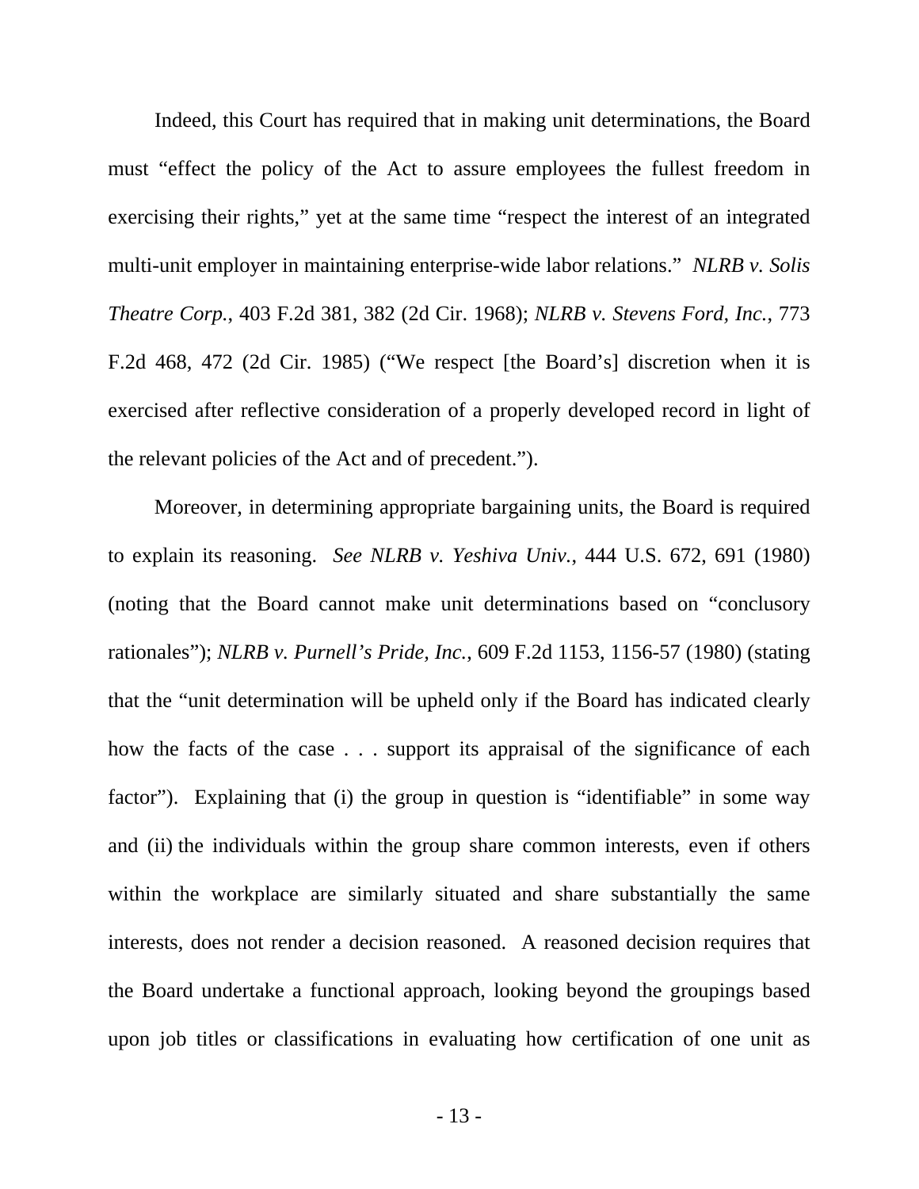Indeed, this Court has required that in making unit determinations, the Board must "effect the policy of the Act to assure employees the fullest freedom in exercising their rights," yet at the same time "respect the interest of an integrated multi-unit employer in maintaining enterprise-wide labor relations." *NLRB v. Solis Theatre Corp.*, 403 F.2d 381, 382 (2d Cir. 1968); *NLRB v. Stevens Ford, Inc.*, 773 F.2d 468, 472 (2d Cir. 1985) ("We respect [the Board's] discretion when it is exercised after reflective consideration of a properly developed record in light of the relevant policies of the Act and of precedent.").

Moreover, in determining appropriate bargaining units, the Board is required to explain its reasoning. *See NLRB v. Yeshiva Univ.*, 444 U.S. 672, 691 (1980) (noting that the Board cannot make unit determinations based on "conclusory rationales"); *NLRB v. Purnell's Pride, Inc.*, 609 F.2d 1153, 1156-57 (1980) (stating that the "unit determination will be upheld only if the Board has indicated clearly how the facts of the case . . . support its appraisal of the significance of each factor"). Explaining that (i) the group in question is "identifiable" in some way and (ii) the individuals within the group share common interests, even if others within the workplace are similarly situated and share substantially the same interests, does not render a decision reasoned. A reasoned decision requires that the Board undertake a functional approach, looking beyond the groupings based upon job titles or classifications in evaluating how certification of one unit as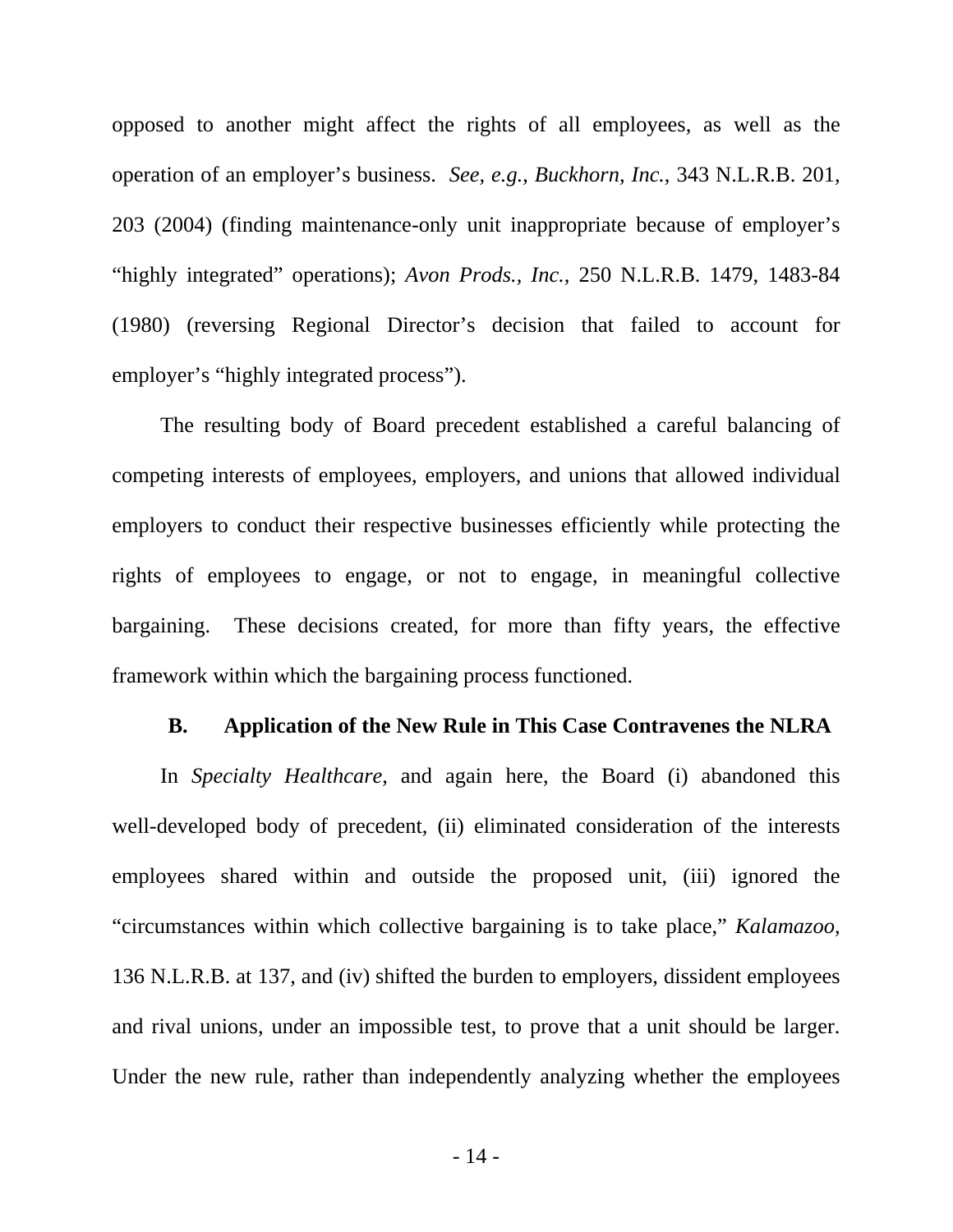opposed to another might affect the rights of all employees, as well as the operation of an employer's business. *See, e.g.*, *Buckhorn, Inc.*, 343 N.L.R.B. 201, 203 (2004) (finding maintenance-only unit inappropriate because of employer's "highly integrated" operations); *Avon Prods., Inc.*, 250 N.L.R.B. 1479, 1483-84 (1980) (reversing Regional Director's decision that failed to account for employer's "highly integrated process").

The resulting body of Board precedent established a careful balancing of competing interests of employees, employers, and unions that allowed individual employers to conduct their respective businesses efficiently while protecting the rights of employees to engage, or not to engage, in meaningful collective bargaining. These decisions created, for more than fifty years, the effective framework within which the bargaining process functioned.

### B. Application of the New Rule in This Case Contravenes the NLRA

In *Specialty Healthcare*, and again here, the Board (i) abandoned this well-developed body of precedent, (ii) eliminated consideration of the interests employees shared within and outside the proposed unit, (iii) ignored the "circumstances within which collective bargaining is to take place," *Kalamazoo*, 136 N.L.R.B. at 137, and (iv) shifted the burden to employers, dissident employees and rival unions, under an impossible test, to prove that a unit should be larger. Under the new rule, rather than independently analyzing whether the employees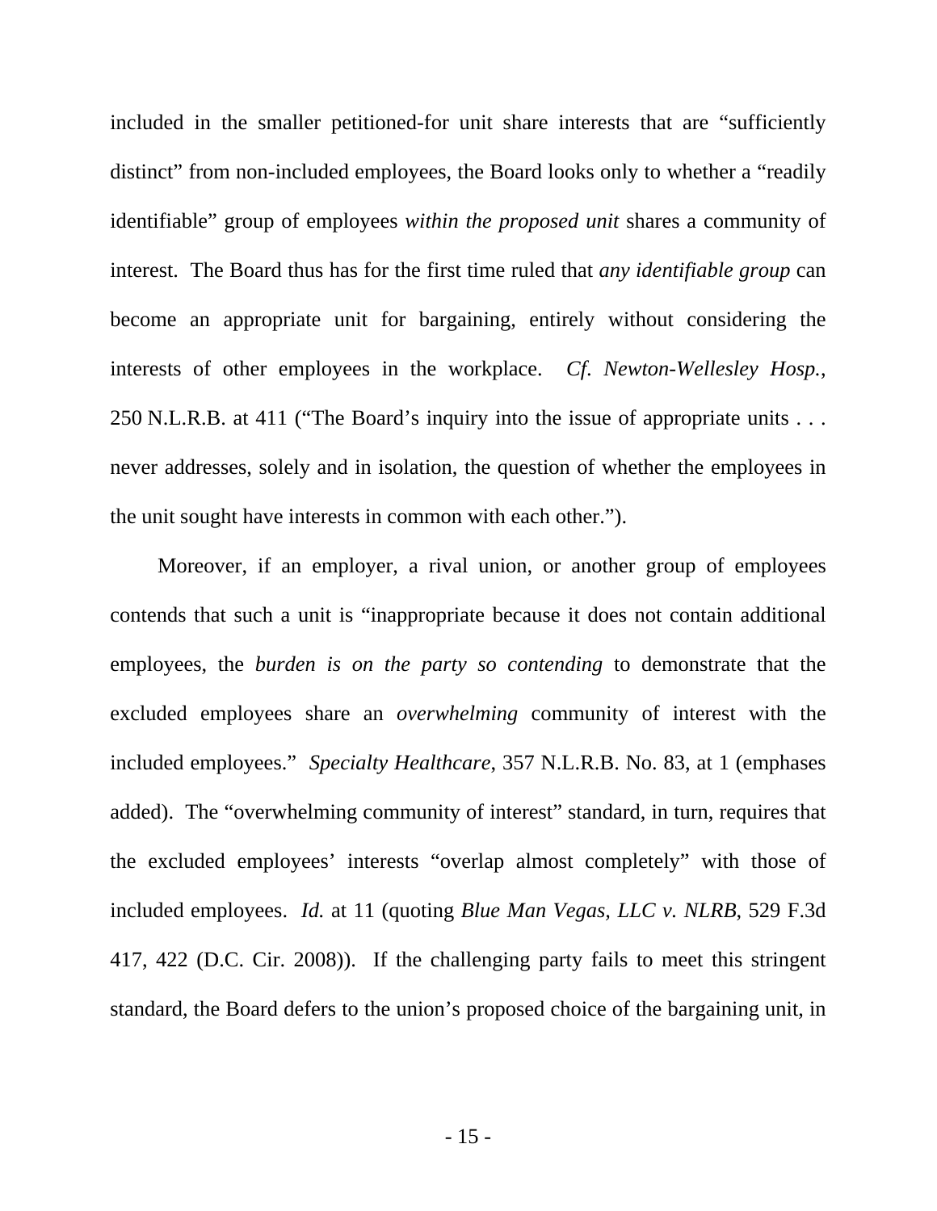included in the smaller petitioned-for unit share interests that are "sufficiently distinct" from non-included employees, the Board looks only to whether a "readily identifiable" group of employees *within the proposed unit* shares a community of interest. The Board thus has for the first time ruled that *any identifiable group* can become an appropriate unit for bargaining, entirely without considering the interests of other employees in the workplace. *Cf. Newton-Wellesley Hosp.*, 250 N.L.R.B. at 411 ("The Board's inquiry into the issue of appropriate units . . . never addresses, solely and in isolation, the question of whether the employees in the unit sought have interests in common with each other.").

Moreover, if an employer, a rival union, or another group of employees contends that such a unit is "inappropriate because it does not contain additional employees, the *burden is on the party so contending* to demonstrate that the excluded employees share an *overwhelming* community of interest with the included employees." *Specialty Healthcare*, 357 N.L.R.B. No. 83, at 1 (emphases added). The "overwhelming community of interest" standard, in turn, requires that the excluded employees' interests "overlap almost completely" with those of included employees. *Id.* at 11 (quoting *Blue Man Vegas, LLC v. NLRB*, 529 F.3d 417, 422 (D.C. Cir. 2008)). If the challenging party fails to meet this stringent standard, the Board defers to the union's proposed choice of the bargaining unit, in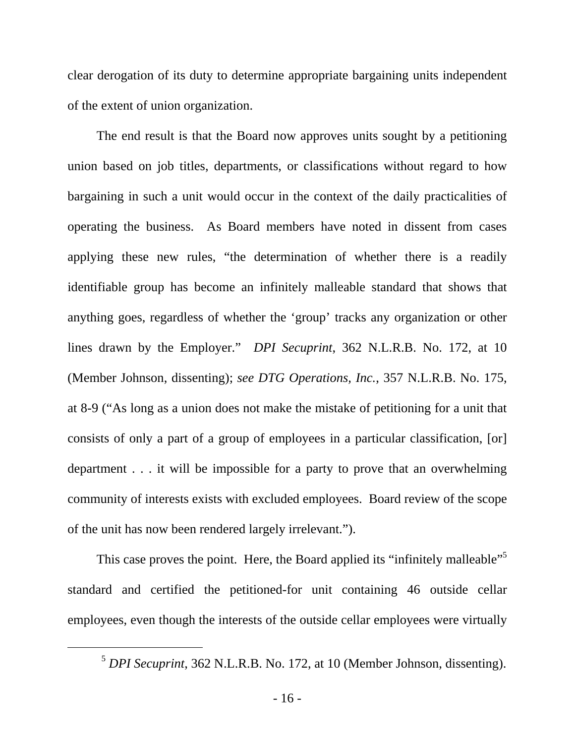clear derogation of its duty to determine appropriate bargaining units independent of the extent of union organization.

The end result is that the Board now approves units sought by a petitioning union based on job titles, departments, or classifications without regard to how bargaining in such a unit would occur in the context of the daily practicalities of operating the business. As Board members have noted in dissent from cases applying these new rules, "the determination of whether there is a readily identifiable group has become an infinitely malleable standard that shows that anything goes, regardless of whether the 'group' tracks any organization or other lines drawn by the Employer." *DPI Secuprint*, 362 N.L.R.B. No. 172, at 10 (Member Johnson, dissenting); *see DTG Operations, Inc.*, 357 N.L.R.B. No. 175, at 8-9 ("As long as a union does not make the mistake of petitioning for a unit that consists of only a part of a group of employees in a particular classification, [or] department . . . it will be impossible for a party to prove that an overwhelming community of interests exists with excluded employees. Board review of the scope of the unit has now been rendered largely irrelevant.").

This case proves the point. Here, the Board applied its "infinitely malleable"[5] standard and certified the petitioned-for unit containing 46 outside cellar employees, even though the interests of the outside cellar employees were virtually

[5] *DPI Secuprint*, 362 N.L.R.B. No. 172, at 10 (Member Johnson, dissenting).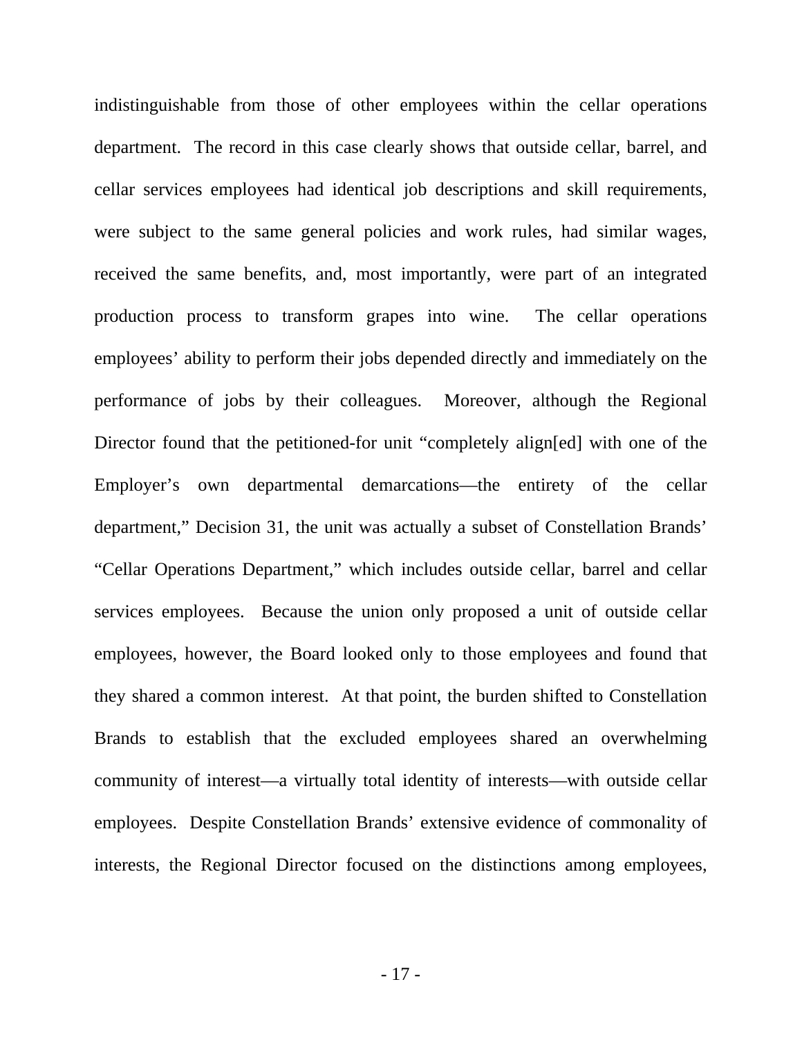indistinguishable from those of other employees within the cellar operations department. The record in this case clearly shows that outside cellar, barrel, and cellar services employees had identical job descriptions and skill requirements, were subject to the same general policies and work rules, had similar wages, received the same benefits, and, most importantly, were part of an integrated production process to transform grapes into wine. The cellar operations employees' ability to perform their jobs depended directly and immediately on the performance of jobs by their colleagues. Moreover, although the Regional Director found that the petitioned-for unit "completely align[ed] with one of the Employer's own departmental demarcations—the entirety of the cellar department," Decision 31, the unit was actually a subset of Constellation Brands' "Cellar Operations Department," which includes outside cellar, barrel and cellar services employees. Because the union only proposed a unit of outside cellar employees, however, the Board looked only to those employees and found that they shared a common interest. At that point, the burden shifted to Constellation Brands to establish that the excluded employees shared an overwhelming community of interest—a virtually total identity of interests—with outside cellar employees. Despite Constellation Brands' extensive evidence of commonality of interests, the Regional Director focused on the distinctions among employees,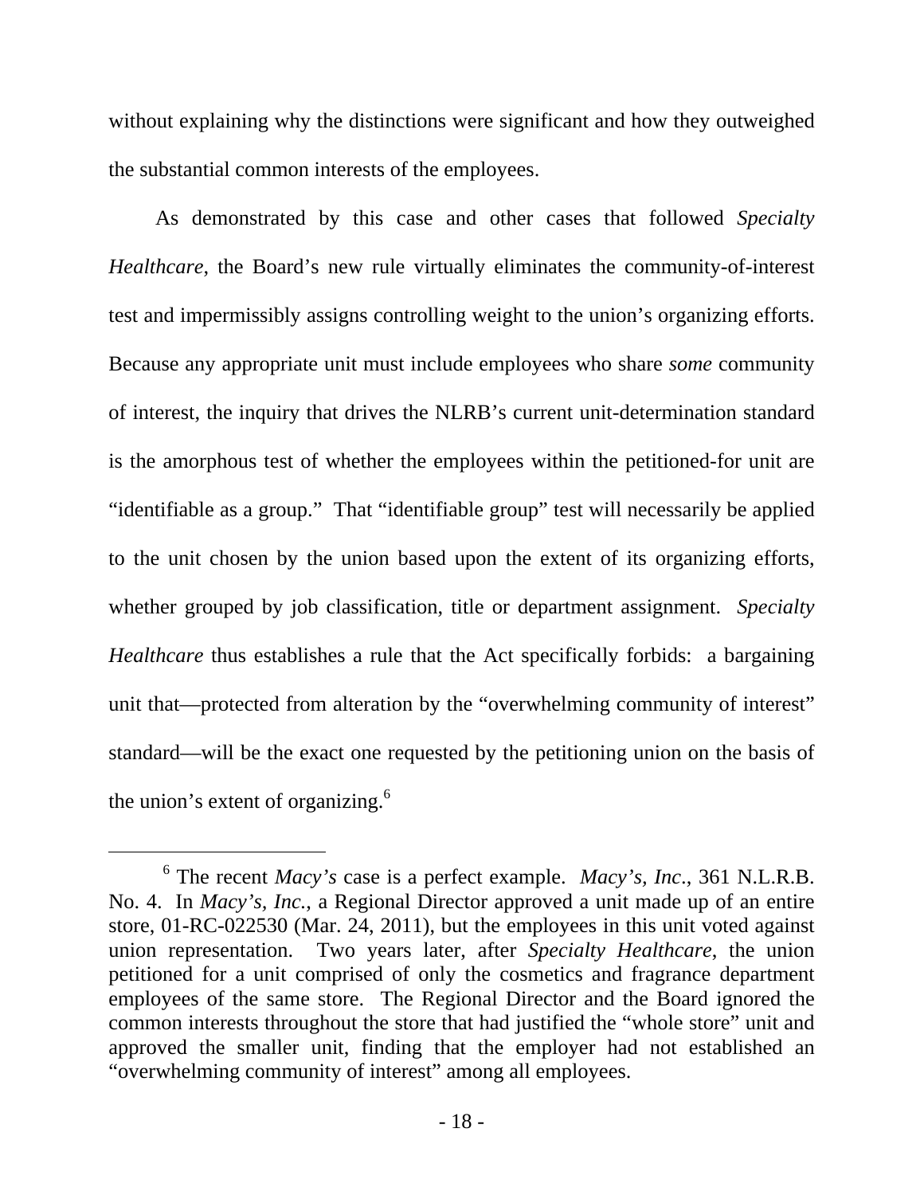without explaining why the distinctions were significant and how they outweighed the substantial common interests of the employees.

As demonstrated by this case and other cases that followed *Specialty Healthcare*, the Board's new rule virtually eliminates the community-of-interest test and impermissibly assigns controlling weight to the union's organizing efforts. Because any appropriate unit must include employees who share *some* community of interest, the inquiry that drives the NLRB's current unit-determination standard is the amorphous test of whether the employees within the petitioned-for unit are "identifiable as a group." That "identifiable group" test will necessarily be applied to the unit chosen by the union based upon the extent of its organizing efforts, whether grouped by job classification, title or department assignment. *Specialty Healthcare* thus establishes a rule that the Act specifically forbids: a bargaining unit that—protected from alteration by the "overwhelming community of interest" standard—will be the exact one requested by the petitioning union on the basis of the union's extent of organizing.[6]

---

[6] The recent *Macy's* case is a perfect example. *Macy's, Inc.*, 361 N.L.R.B. No. 4. In *Macy's, Inc.*, a Regional Director approved a unit made up of an entire store, 01-RC-022530 (Mar. 24, 2011), but the employees in this unit voted against union representation. Two years later, after *Specialty Healthcare*, the union petitioned for a unit comprised of only the cosmetics and fragrance department employees of the same store. The Regional Director and the Board ignored the common interests throughout the store that had justified the "whole store" unit and approved the smaller unit, finding that the employer had not established an "overwhelming community of interest" among all employees.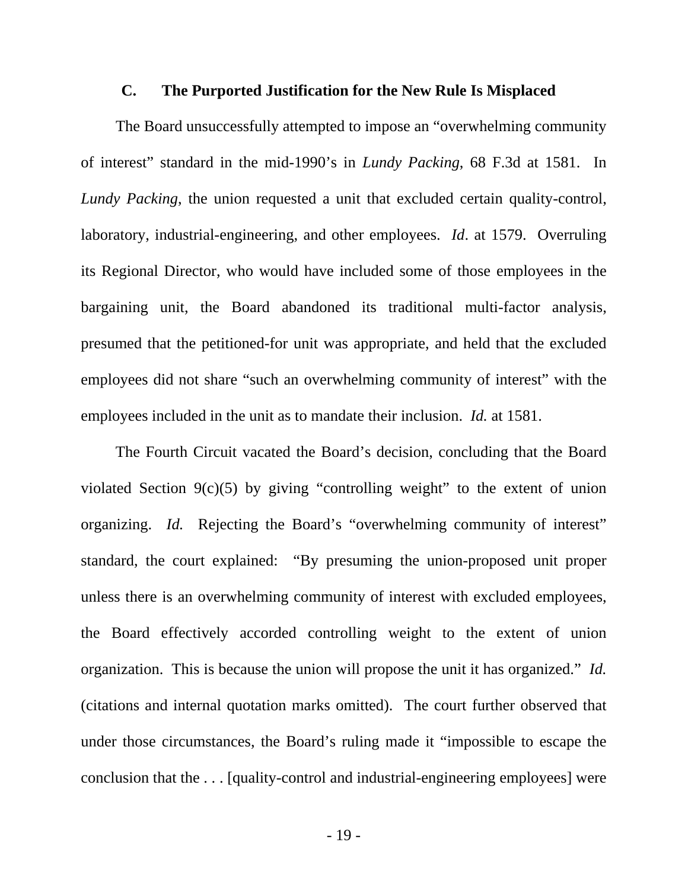### C. The Purported Justification for the New Rule Is Misplaced

The Board unsuccessfully attempted to impose an "overwhelming community of interest" standard in the mid-1990's in *Lundy Packing*, 68 F.3d at 1581. In *Lundy Packing*, the union requested a unit that excluded certain quality-control, laboratory, industrial-engineering, and other employees. *Id*. at 1579. Overruling its Regional Director, who would have included some of those employees in the bargaining unit, the Board abandoned its traditional multi-factor analysis, presumed that the petitioned-for unit was appropriate, and held that the excluded employees did not share "such an overwhelming community of interest" with the employees included in the unit as to mandate their inclusion. *Id.* at 1581.

The Fourth Circuit vacated the Board's decision, concluding that the Board violated Section 9(c)(5) by giving "controlling weight" to the extent of union organizing. *Id.* Rejecting the Board's "overwhelming community of interest" standard, the court explained: "By presuming the union-proposed unit proper unless there is an overwhelming community of interest with excluded employees, the Board effectively accorded controlling weight to the extent of union organization. This is because the union will propose the unit it has organized." *Id.* (citations and internal quotation marks omitted). The court further observed that under those circumstances, the Board's ruling made it "impossible to escape the conclusion that the . . . [quality-control and industrial-engineering employees] were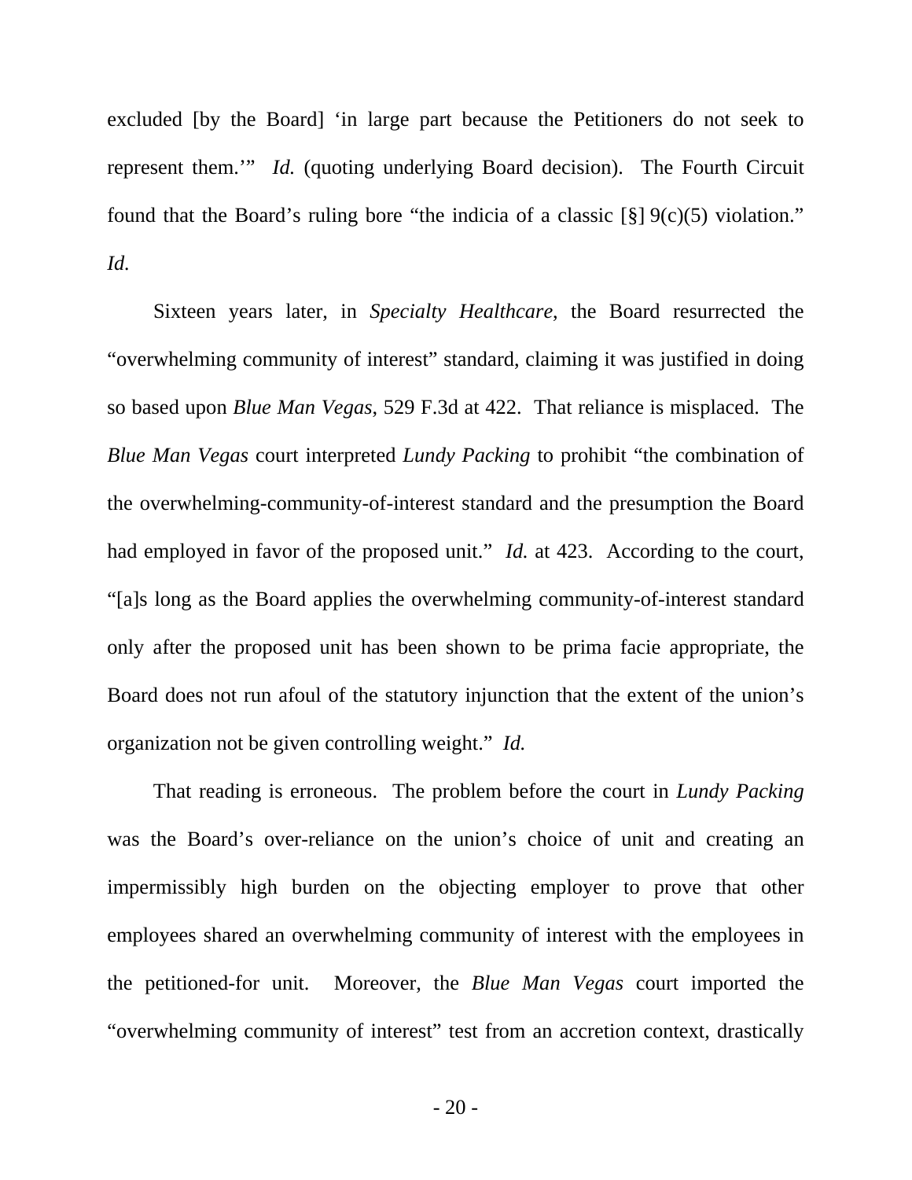excluded [by the Board] 'in large part because the Petitioners do not seek to represent them.'" *Id.* (quoting underlying Board decision). The Fourth Circuit found that the Board's ruling bore "the indicia of a classic [§] 9(c)(5) violation." *Id.*

Sixteen years later, in *Specialty Healthcare*, the Board resurrected the "overwhelming community of interest" standard, claiming it was justified in doing so based upon *Blue Man Vegas*, 529 F.3d at 422. That reliance is misplaced. The *Blue Man Vegas* court interpreted *Lundy Packing* to prohibit "the combination of the overwhelming-community-of-interest standard and the presumption the Board had employed in favor of the proposed unit." *Id.* at 423. According to the court, "[a]s long as the Board applies the overwhelming community-of-interest standard only after the proposed unit has been shown to be prima facie appropriate, the Board does not run afoul of the statutory injunction that the extent of the union's organization not be given controlling weight." *Id.*

That reading is erroneous. The problem before the court in *Lundy Packing* was the Board's over-reliance on the union's choice of unit and creating an impermissibly high burden on the objecting employer to prove that other employees shared an overwhelming community of interest with the employees in the petitioned-for unit. Moreover, the *Blue Man Vegas* court imported the "overwhelming community of interest" test from an accretion context, drastically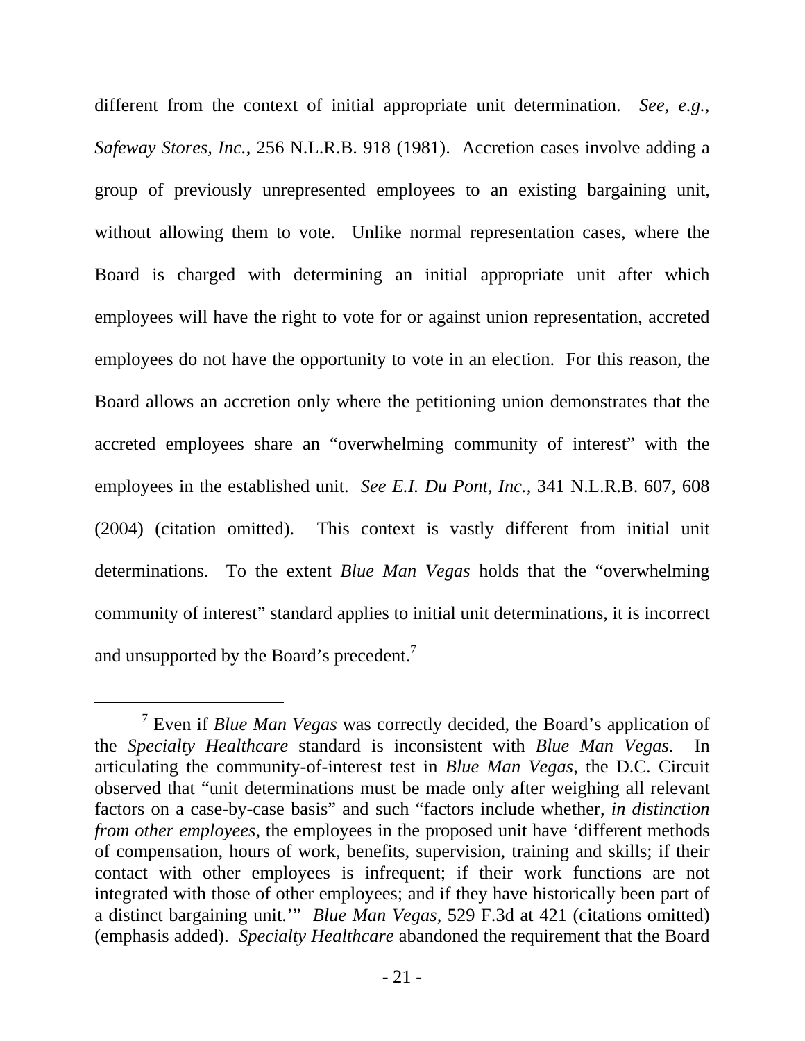different from the context of initial appropriate unit determination. *See, e.g.*, *Safeway Stores, Inc.*, 256 N.L.R.B. 918 (1981). Accretion cases involve adding a group of previously unrepresented employees to an existing bargaining unit, without allowing them to vote. Unlike normal representation cases, where the Board is charged with determining an initial appropriate unit after which employees will have the right to vote for or against union representation, accreted employees do not have the opportunity to vote in an election. For this reason, the Board allows an accretion only where the petitioning union demonstrates that the accreted employees share an "overwhelming community of interest" with the employees in the established unit. *See E.I. Du Pont, Inc.*, 341 N.L.R.B. 607, 608 (2004) (citation omitted). This context is vastly different from initial unit determinations. To the extent *Blue Man Vegas* holds that the "overwhelming community of interest" standard applies to initial unit determinations, it is incorrect and unsupported by the Board's precedent.[7]

---

[7] Even if *Blue Man Vegas* was correctly decided, the Board's application of the *Specialty Healthcare* standard is inconsistent with *Blue Man Vegas*. In articulating the community-of-interest test in *Blue Man Vegas*, the D.C. Circuit observed that "unit determinations must be made only after weighing all relevant factors on a case-by-case basis" and such "factors include whether, *in distinction from other employees*, the employees in the proposed unit have 'different methods of compensation, hours of work, benefits, supervision, training and skills; if their contact with other employees is infrequent; if their work functions are not integrated with those of other employees; and if they have historically been part of a distinct bargaining unit.'" *Blue Man Vegas*, 529 F.3d at 421 (citations omitted) (emphasis added). *Specialty Healthcare* abandoned the requirement that the Board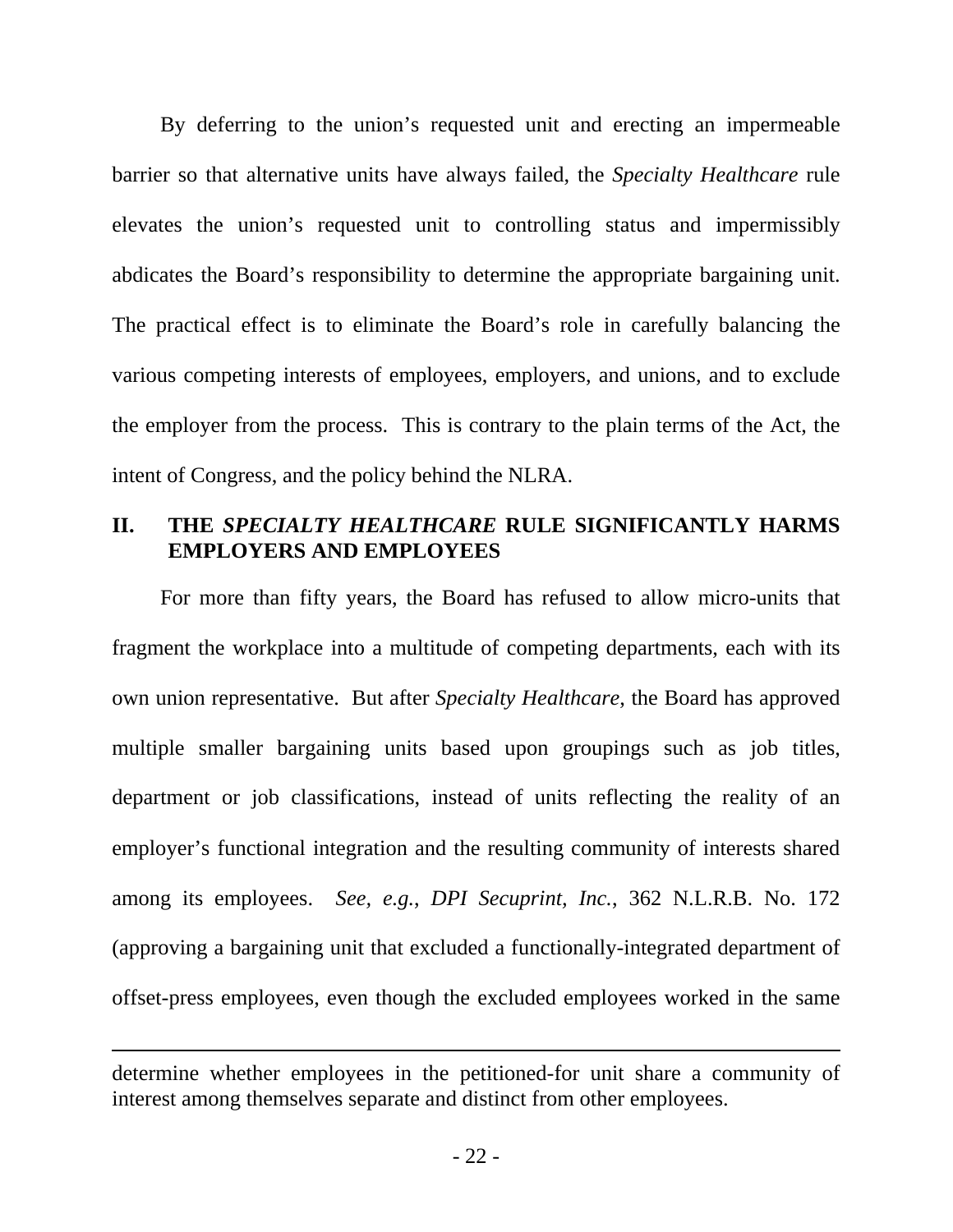By deferring to the union's requested unit and erecting an impermeable barrier so that alternative units have always failed, the *Specialty Healthcare* rule elevates the union's requested unit to controlling status and impermissibly abdicates the Board's responsibility to determine the appropriate bargaining unit. The practical effect is to eliminate the Board's role in carefully balancing the various competing interests of employees, employers, and unions, and to exclude the employer from the process. This is contrary to the plain terms of the Act, the intent of Congress, and the policy behind the NLRA.

## II. THE *SPECIALTY HEALTHCARE* RULE SIGNIFICANTLY HARMS EMPLOYERS AND EMPLOYEES

For more than fifty years, the Board has refused to allow micro-units that fragment the workplace into a multitude of competing departments, each with its own union representative. But after *Specialty Healthcare*, the Board has approved multiple smaller bargaining units based upon groupings such as job titles, department or job classifications, instead of units reflecting the reality of an employer's functional integration and the resulting community of interests shared among its employees. *See, e.g.*, *DPI Secuprint, Inc.*, 362 N.L.R.B. No. 172 (approving a bargaining unit that excluded a functionally-integrated department of offset-press employees, even though the excluded employees worked in the same

---

determine whether employees in the petitioned-for unit share a community of interest among themselves separate and distinct from other employees.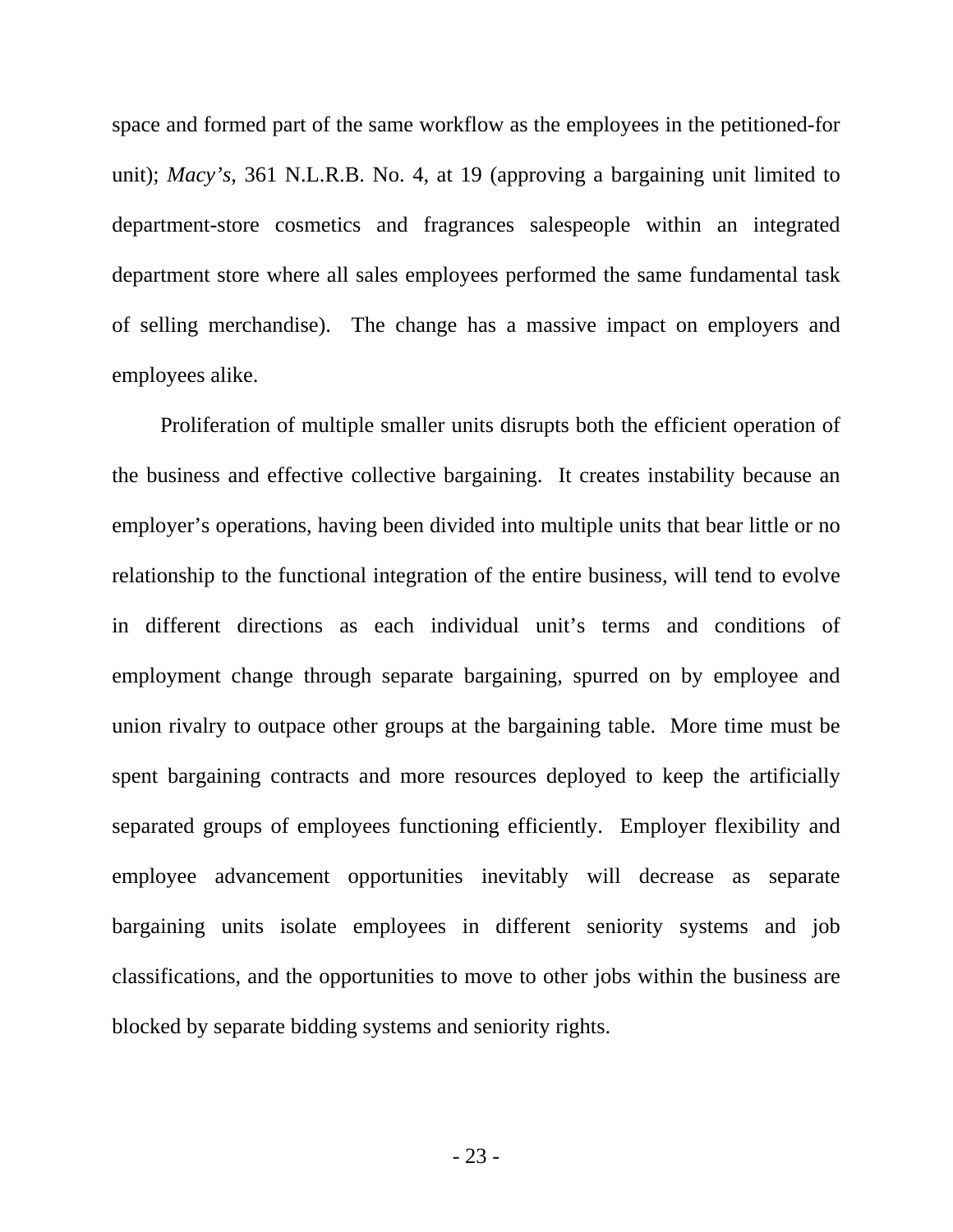space and formed part of the same workflow as the employees in the petitioned-for unit); *Macy's*, 361 N.L.R.B. No. 4, at 19 (approving a bargaining unit limited to department-store cosmetics and fragrances salespeople within an integrated department store where all sales employees performed the same fundamental task of selling merchandise). The change has a massive impact on employers and employees alike.

Proliferation of multiple smaller units disrupts both the efficient operation of the business and effective collective bargaining. It creates instability because an employer's operations, having been divided into multiple units that bear little or no relationship to the functional integration of the entire business, will tend to evolve in different directions as each individual unit's terms and conditions of employment change through separate bargaining, spurred on by employee and union rivalry to outpace other groups at the bargaining table. More time must be spent bargaining contracts and more resources deployed to keep the artificially separated groups of employees functioning efficiently. Employer flexibility and employee advancement opportunities inevitably will decrease as separate bargaining units isolate employees in different seniority systems and job classifications, and the opportunities to move to other jobs within the business are blocked by separate bidding systems and seniority rights.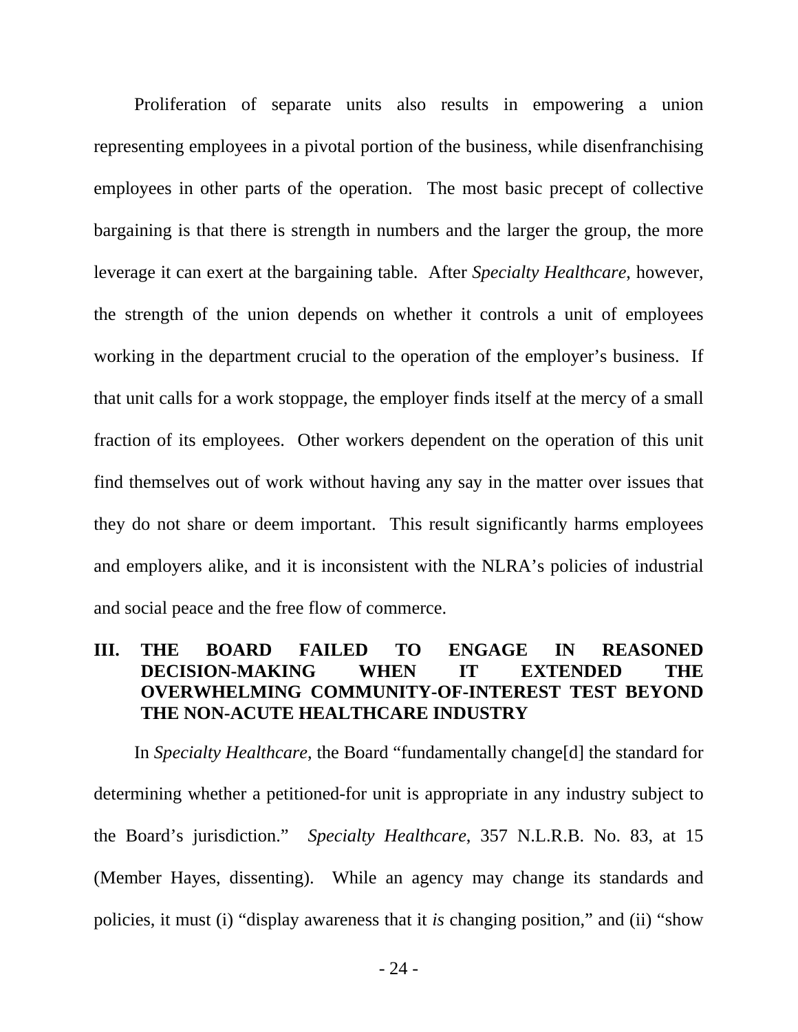Proliferation of separate units also results in empowering a union representing employees in a pivotal portion of the business, while disenfranchising employees in other parts of the operation. The most basic precept of collective bargaining is that there is strength in numbers and the larger the group, the more leverage it can exert at the bargaining table. After *Specialty Healthcare*, however, the strength of the union depends on whether it controls a unit of employees working in the department crucial to the operation of the employer's business. If that unit calls for a work stoppage, the employer finds itself at the mercy of a small fraction of its employees. Other workers dependent on the operation of this unit find themselves out of work without having any say in the matter over issues that they do not share or deem important. This result significantly harms employees and employers alike, and it is inconsistent with the NLRA's policies of industrial and social peace and the free flow of commerce.

## III. THE BOARD FAILED TO ENGAGE IN REASONED DECISION-MAKING WHEN IT EXTENDED THE OVERWHELMING COMMUNITY-OF-INTEREST TEST BEYOND THE NON-ACUTE HEALTHCARE INDUSTRY

In *Specialty Healthcare*, the Board "fundamentally change[d] the standard for determining whether a petitioned-for unit is appropriate in any industry subject to the Board's jurisdiction." *Specialty Healthcare*, 357 N.L.R.B. No. 83, at 15 (Member Hayes, dissenting). While an agency may change its standards and policies, it must (i) "display awareness that it *is* changing position," and (ii) "show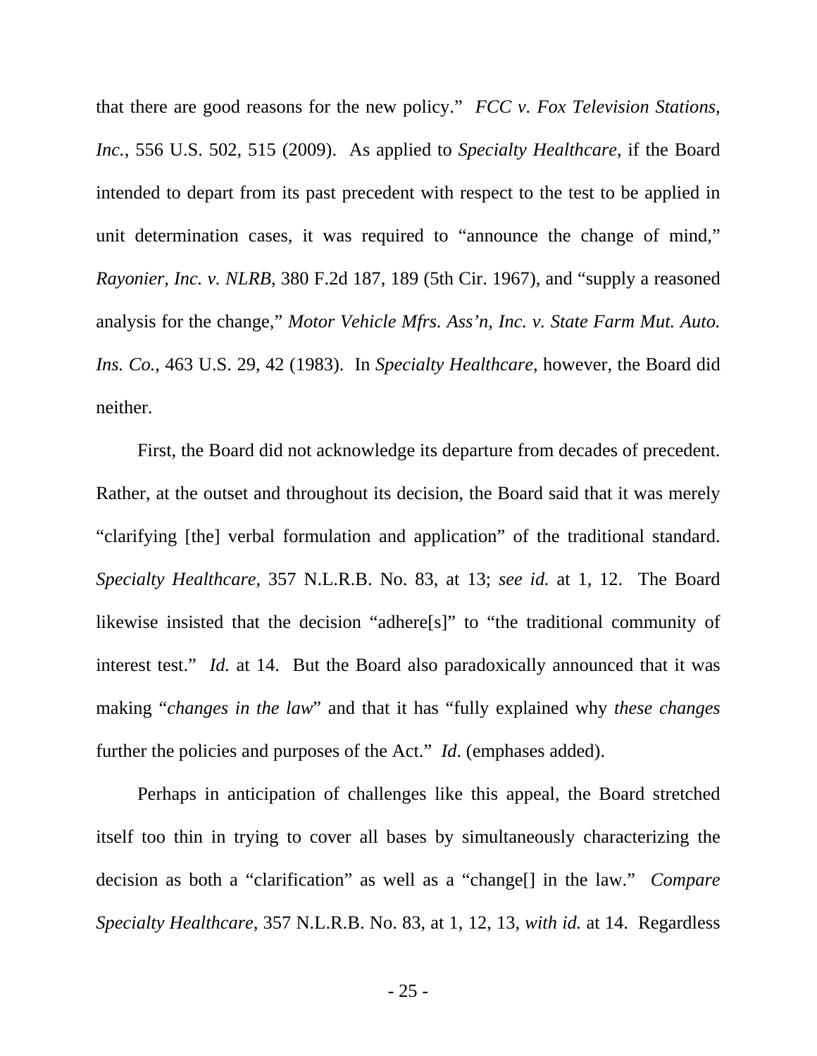that there are good reasons for the new policy." *FCC v. Fox Television Stations, Inc.*, 556 U.S. 502, 515 (2009). As applied to *Specialty Healthcare*, if the Board intended to depart from its past precedent with respect to the test to be applied in unit determination cases, it was required to "announce the change of mind," *Rayonier, Inc. v. NLRB*, 380 F.2d 187, 189 (5th Cir. 1967), and "supply a reasoned analysis for the change," *Motor Vehicle Mfrs. Ass'n, Inc. v. State Farm Mut. Auto. Ins. Co.*, 463 U.S. 29, 42 (1983). In *Specialty Healthcare*, however, the Board did neither.

First, the Board did not acknowledge its departure from decades of precedent. Rather, at the outset and throughout its decision, the Board said that it was merely "clarifying [the] verbal formulation and application" of the traditional standard. *Specialty Healthcare*, 357 N.L.R.B. No. 83, at 13; *see id.* at 1, 12. The Board likewise insisted that the decision "adhere[s]" to "the traditional community of interest test." *Id.* at 14. But the Board also paradoxically announced that it was making "*changes in the law*" and that it has "fully explained why *these changes* further the policies and purposes of the Act." *Id*. (emphases added).

Perhaps in anticipation of challenges like this appeal, the Board stretched itself too thin in trying to cover all bases by simultaneously characterizing the decision as both a "clarification" as well as a "change[] in the law." *Compare Specialty Healthcare*, 357 N.L.R.B. No. 83, at 1, 12, 13, *with id.* at 14. Regardless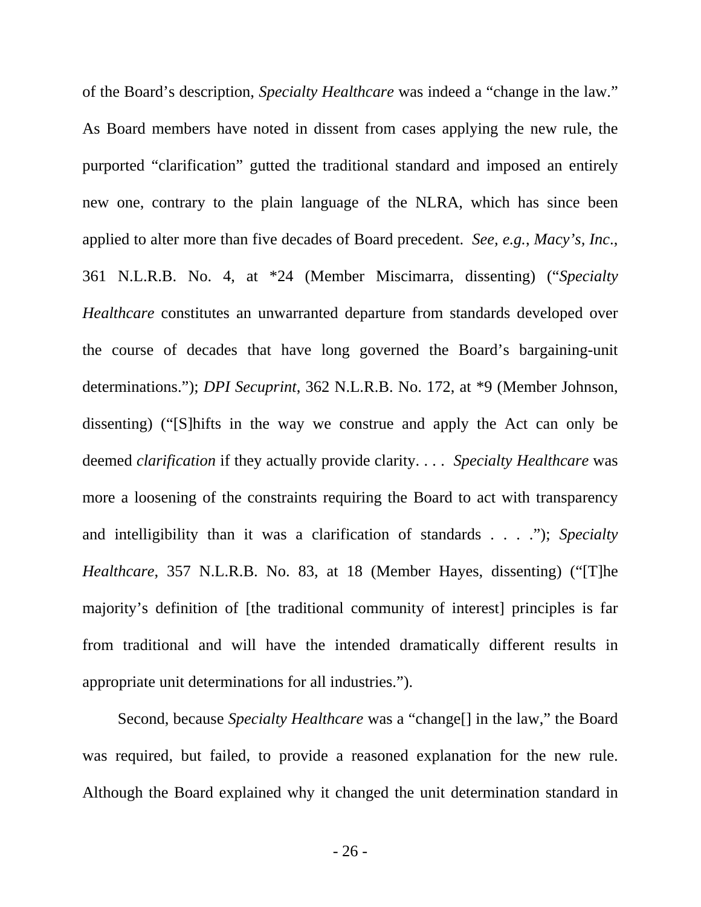of the Board's description, *Specialty Healthcare* was indeed a "change in the law." As Board members have noted in dissent from cases applying the new rule, the purported "clarification" gutted the traditional standard and imposed an entirely new one, contrary to the plain language of the NLRA, which has since been applied to alter more than five decades of Board precedent. *See, e.g.*, *Macy's, Inc.*, 361 N.L.R.B. No. 4, at *24 (Member Miscimarra, dissenting) ("*Specialty Healthcare* constitutes an unwarranted departure from standards developed over the course of decades that have long governed the Board's bargaining-unit determinations."); *DPI Secuprint*, 362 N.L.R.B. No. 172, at *9 (Member Johnson, dissenting) ("[S]hifts in the way we construe and apply the Act can only be deemed *clarification* if they actually provide clarity. . . . *Specialty Healthcare* was more a loosening of the constraints requiring the Board to act with transparency and intelligibility than it was a clarification of standards . . . ."); *Specialty Healthcare*, 357 N.L.R.B. No. 83, at 18 (Member Hayes, dissenting) ("[T]he majority's definition of [the traditional community of interest] principles is far from traditional and will have the intended dramatically different results in appropriate unit determinations for all industries.").

Second, because *Specialty Healthcare* was a "change[] in the law," the Board was required, but failed, to provide a reasoned explanation for the new rule. Although the Board explained why it changed the unit determination standard in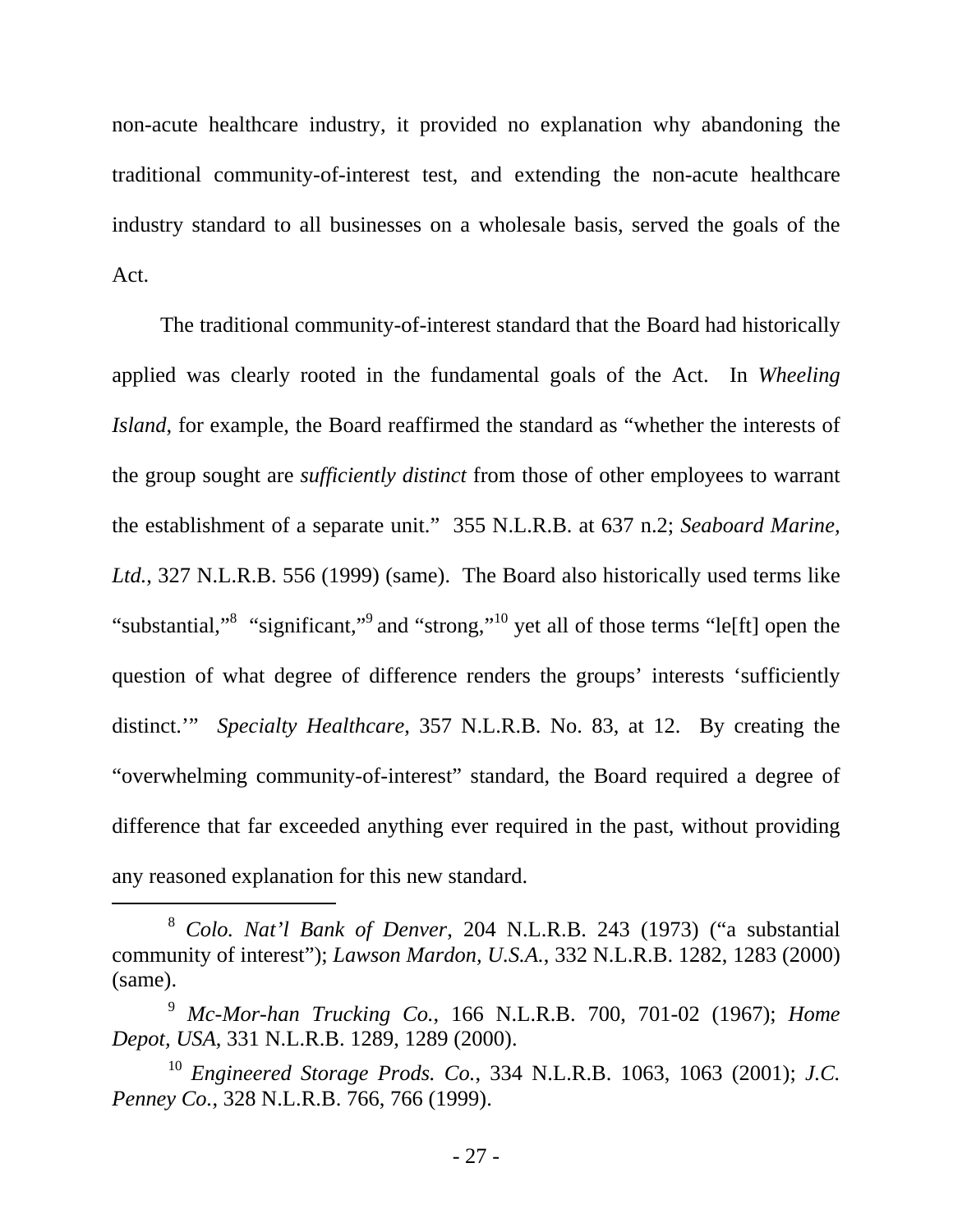non-acute healthcare industry, it provided no explanation why abandoning the traditional community-of-interest test, and extending the non-acute healthcare industry standard to all businesses on a wholesale basis, served the goals of the Act.

The traditional community-of-interest standard that the Board had historically applied was clearly rooted in the fundamental goals of the Act. In *Wheeling Island*, for example, the Board reaffirmed the standard as "whether the interests of the group sought are *sufficiently distinct* from those of other employees to warrant the establishment of a separate unit." 355 N.L.R.B. at 637 n.2; *Seaboard Marine, Ltd.*, 327 N.L.R.B. 556 (1999) (same). The Board also historically used terms like "substantial,"[8] "significant,"[9] and "strong,"[10] yet all of those terms "le[ft] open the question of what degree of difference renders the groups' interests 'sufficiently distinct.'" *Specialty Healthcare*, 357 N.L.R.B. No. 83, at 12. By creating the "overwhelming community-of-interest" standard, the Board required a degree of difference that far exceeded anything ever required in the past, without providing any reasoned explanation for this new standard.

---

[8] *Colo. Nat'l Bank of Denver*, 204 N.L.R.B. 243 (1973) ("a substantial community of interest"); *Lawson Mardon, U.S.A.*, 332 N.L.R.B. 1282, 1283 (2000) (same).

[9] *Mc-Mor-han Trucking Co.*, 166 N.L.R.B. 700, 701-02 (1967); *Home Depot, USA*, 331 N.L.R.B. 1289, 1289 (2000).

[10] *Engineered Storage Prods. Co.*, 334 N.L.R.B. 1063, 1063 (2001); *J.C. Penney Co.*, 328 N.L.R.B. 766, 766 (1999).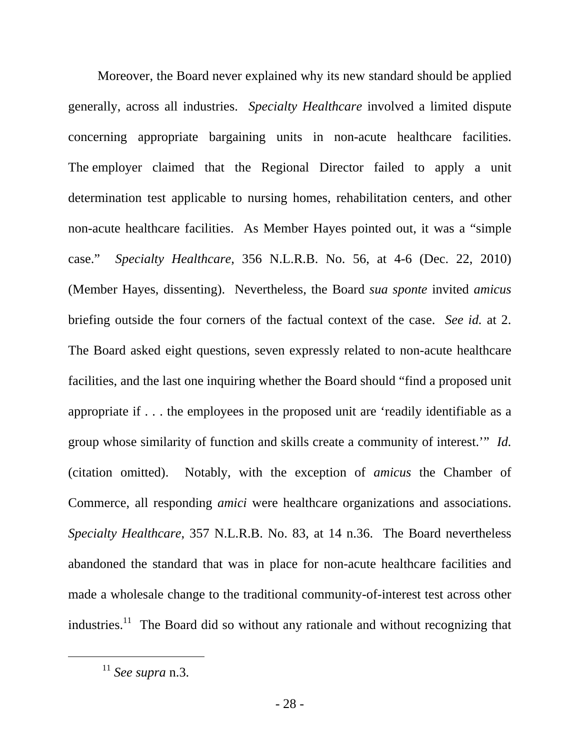Moreover, the Board never explained why its new standard should be applied generally, across all industries. *Specialty Healthcare* involved a limited dispute concerning appropriate bargaining units in non-acute healthcare facilities. The employer claimed that the Regional Director failed to apply a unit determination test applicable to nursing homes, rehabilitation centers, and other non-acute healthcare facilities. As Member Hayes pointed out, it was a "simple case." *Specialty Healthcare*, 356 N.L.R.B. No. 56, at 4-6 (Dec. 22, 2010) (Member Hayes, dissenting). Nevertheless, the Board *sua sponte* invited *amicus* briefing outside the four corners of the factual context of the case. *See id.* at 2. The Board asked eight questions, seven expressly related to non-acute healthcare facilities, and the last one inquiring whether the Board should "find a proposed unit appropriate if . . . the employees in the proposed unit are 'readily identifiable as a group whose similarity of function and skills create a community of interest.'" *Id.* (citation omitted). Notably, with the exception of *amicus* the Chamber of Commerce, all responding *amici* were healthcare organizations and associations. *Specialty Healthcare*, 357 N.L.R.B. No. 83, at 14 n.36. The Board nevertheless abandoned the standard that was in place for non-acute healthcare facilities and made a wholesale change to the traditional community-of-interest test across other industries.[11] The Board did so without any rationale and without recognizing that

[11] *See supra* n.3.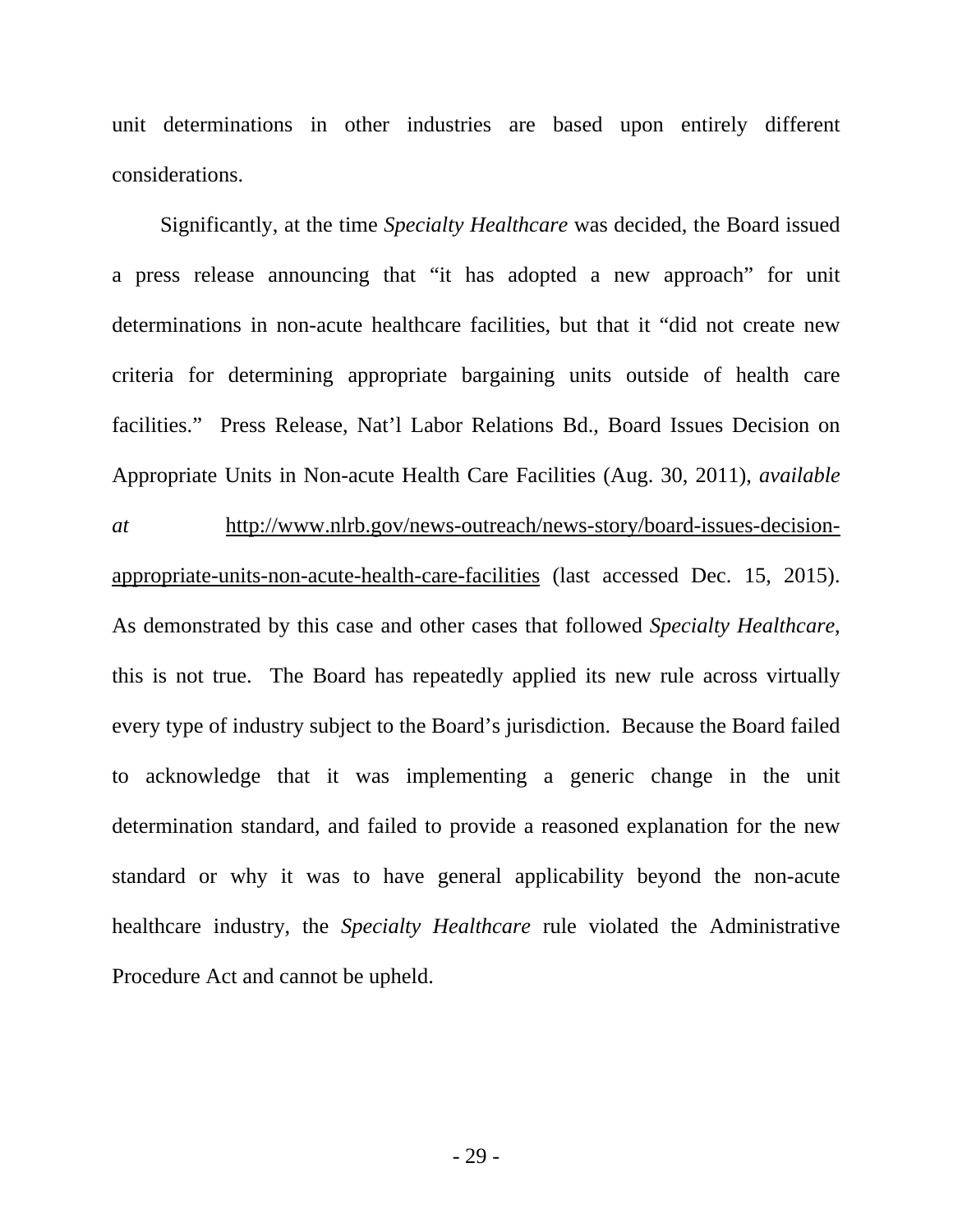unit determinations in other industries are based upon entirely different considerations.

Significantly, at the time *Specialty Healthcare* was decided, the Board issued a press release announcing that "it has adopted a new approach" for unit determinations in non-acute healthcare facilities, but that it "did not create new criteria for determining appropriate bargaining units outside of health care facilities." Press Release, Nat'l Labor Relations Bd., Board Issues Decision on Appropriate Units in Non-acute Health Care Facilities (Aug. 30, 2011), *available at* http://www.nlrb.gov/news-outreach/news-story/board-issues-decision-appropriate-units-non-acute-health-care-facilities (last accessed Dec. 15, 2015). As demonstrated by this case and other cases that followed *Specialty Healthcare*, this is not true. The Board has repeatedly applied its new rule across virtually every type of industry subject to the Board's jurisdiction. Because the Board failed to acknowledge that it was implementing a generic change in the unit determination standard, and failed to provide a reasoned explanation for the new standard or why it was to have general applicability beyond the non-acute healthcare industry, the *Specialty Healthcare* rule violated the Administrative Procedure Act and cannot be upheld.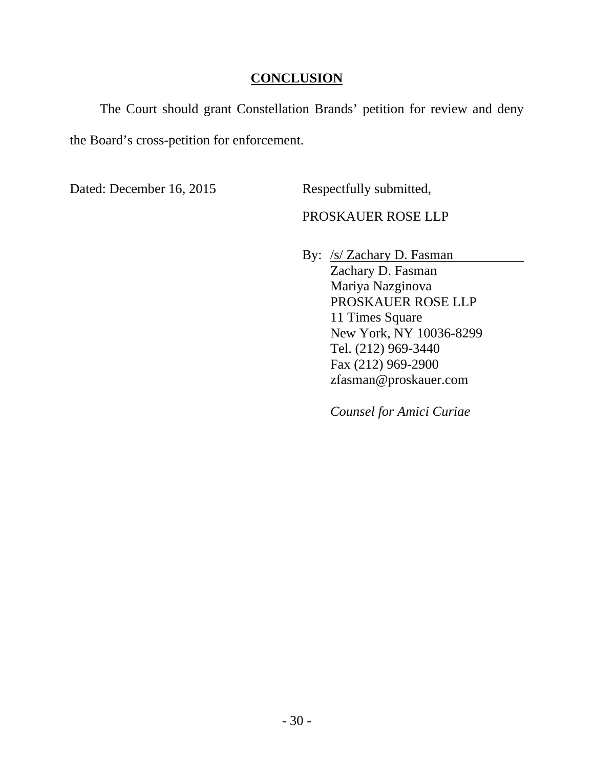## CONCLUSION

The Court should grant Constellation Brands' petition for review and deny the Board's cross-petition for enforcement.

Dated: December 16, 2015

Respectfully submitted,

PROSKAUER ROSE LLP

By: /s/ Zachary D. Fasman  
Zachary D. Fasman  
Mariya Nazginova  
PROSKAUER ROSE LLP  
11 Times Square  
New York, NY 10036-8299  
Tel. (212) 969-3440  
Fax (212) 969-2900  
zfasman@proskauer.com

*Counsel for Amici Curiae*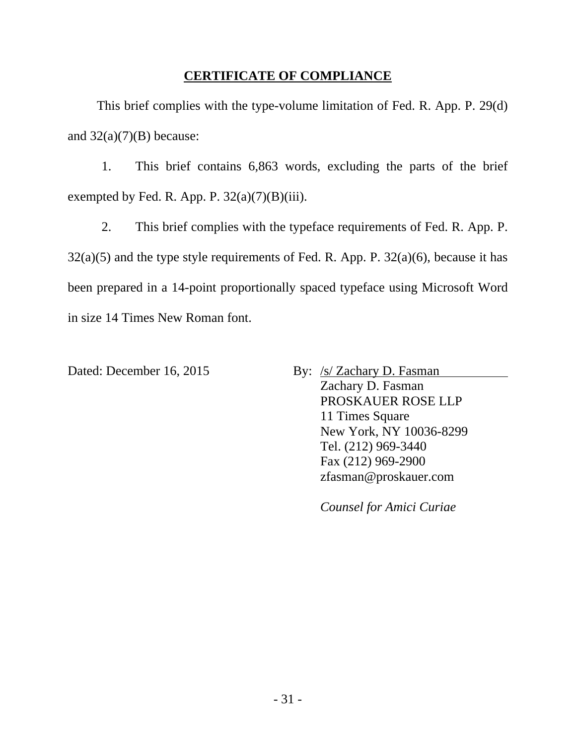## CERTIFICATE OF COMPLIANCE

This brief complies with the type-volume limitation of Fed. R. App. P. 29(d) and 32(a)(7)(B) because:

1. This brief contains 6,863 words, excluding the parts of the brief exempted by Fed. R. App. P. 32(a)(7)(B)(iii).

2. This brief complies with the typeface requirements of Fed. R. App. P. 32(a)(5) and the type style requirements of Fed. R. App. P. 32(a)(6), because it has been prepared in a 14-point proportionally spaced typeface using Microsoft Word in size 14 Times New Roman font.

Dated: December 16, 2015

By: /s/ Zachary D. Fasman
Zachary D. Fasman
PROSKAUER ROSE LLP
11 Times Square
New York, NY 10036-8299
Tel. (212) 969-3440
Fax (212) 969-2900
zfasman@proskauer.com

*Counsel for Amici Curiae*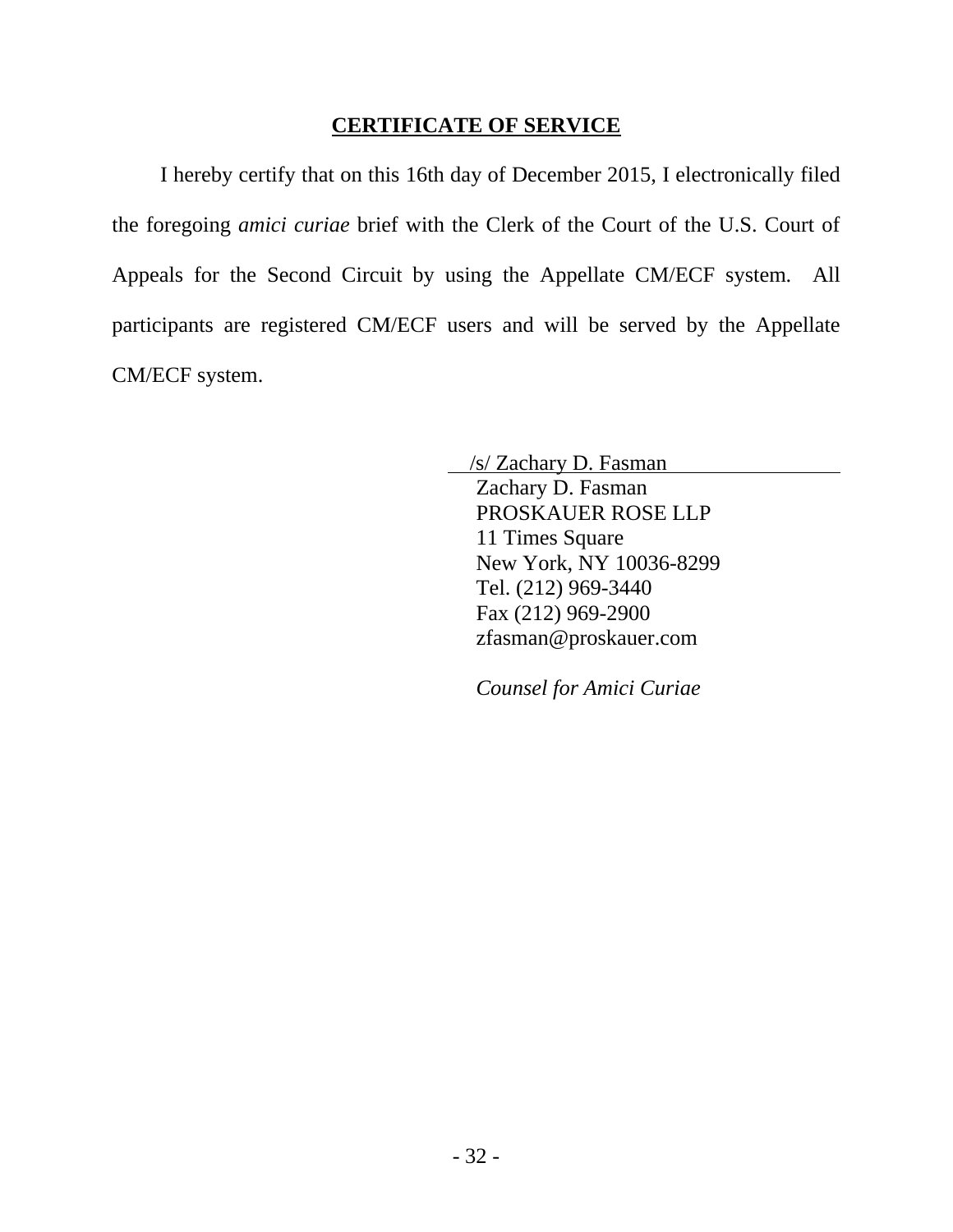## CERTIFICATE OF SERVICE

I hereby certify that on this 16th day of December 2015, I electronically filed the foregoing *amici curiae* brief with the Clerk of the Court of the U.S. Court of Appeals for the Second Circuit by using the Appellate CM/ECF system. All participants are registered CM/ECF users and will be served by the Appellate CM/ECF system.

/s/ Zachary D. Fasman
Zachary D. Fasman
PROSKAUER ROSE LLP
11 Times Square
New York, NY 10036-8299
Tel. (212) 969-3440
Fax (212) 969-2900
zfasman@proskauer.com

*Counsel for Amici Curiae*